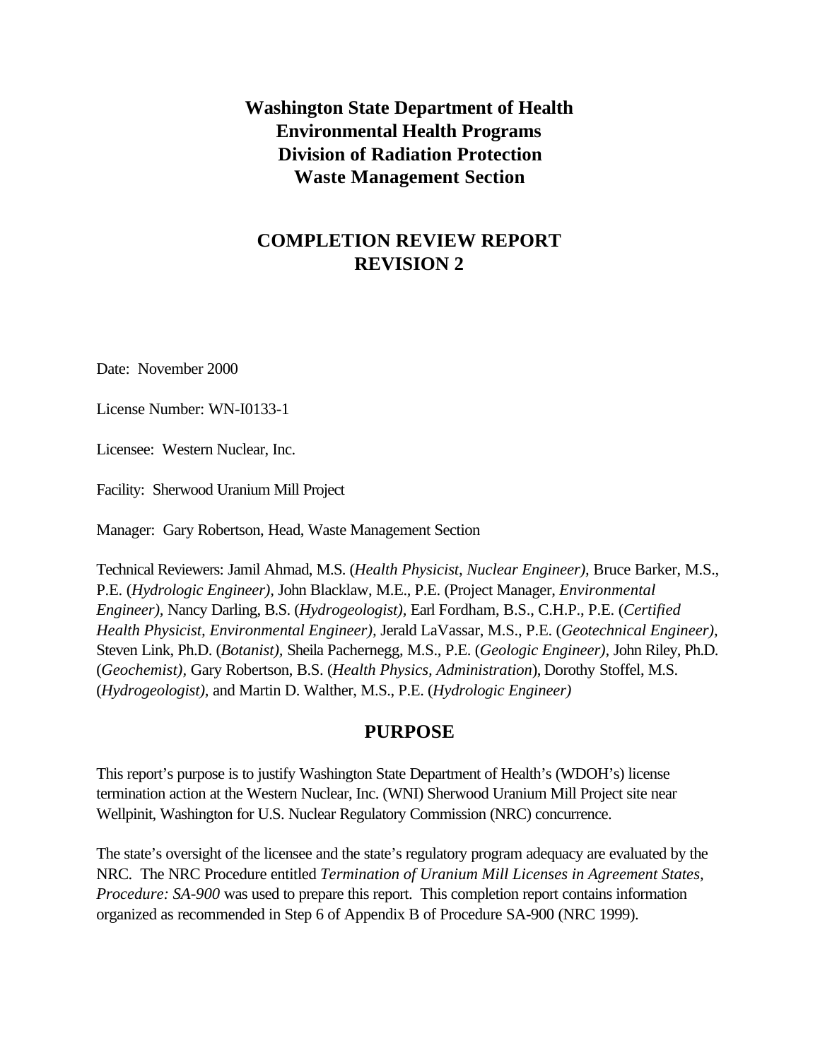**Washington State Department of Health**
**Environmental Health Programs**
**Division of Radiation Protection**
**Waste Management Section**

# COMPLETION REVIEW REPORT
# REVISION 2

Date: November 2000

License Number: WN-I0133-1

Licensee: Western Nuclear, Inc.

Facility: Sherwood Uranium Mill Project

Manager: Gary Robertson, Head, Waste Management Section

Technical Reviewers: Jamil Ahmad, M.S. (*Health Physicist, Nuclear Engineer),* Bruce Barker, M.S., P.E. (*Hydrologic Engineer),* John Blacklaw, M.E., P.E. (Project Manager, *Environmental Engineer),* Nancy Darling, B.S. (*Hydrogeologist)*, Earl Fordham, B.S., C.H.P., P.E. (*Certified Health Physicist, Environmental Engineer),* Jerald LaVassar, M.S., P.E. (*Geotechnical Engineer),* Steven Link, Ph.D. (*Botanist),* Sheila Pachernegg, M.S., P.E. (*Geologic Engineer),* John Riley, Ph.D. (*Geochemist),* Gary Robertson, B.S. (*Health Physics, Administration*), Dorothy Stoffel, M.S. (*Hydrogeologist),* and Martin D. Walther, M.S., P.E. (*Hydrologic Engineer)*

## PURPOSE

This report's purpose is to justify Washington State Department of Health's (WDOH's) license termination action at the Western Nuclear, Inc. (WNI) Sherwood Uranium Mill Project site near Wellpinit, Washington for U.S. Nuclear Regulatory Commission (NRC) concurrence.

The state's oversight of the licensee and the state's regulatory program adequacy are evaluated by the NRC. The NRC Procedure entitled *Termination of Uranium Mill Licenses in Agreement States, Procedure: SA-900* was used to prepare this report. This completion report contains information organized as recommended in Step 6 of Appendix B of Procedure SA-900 (NRC 1999).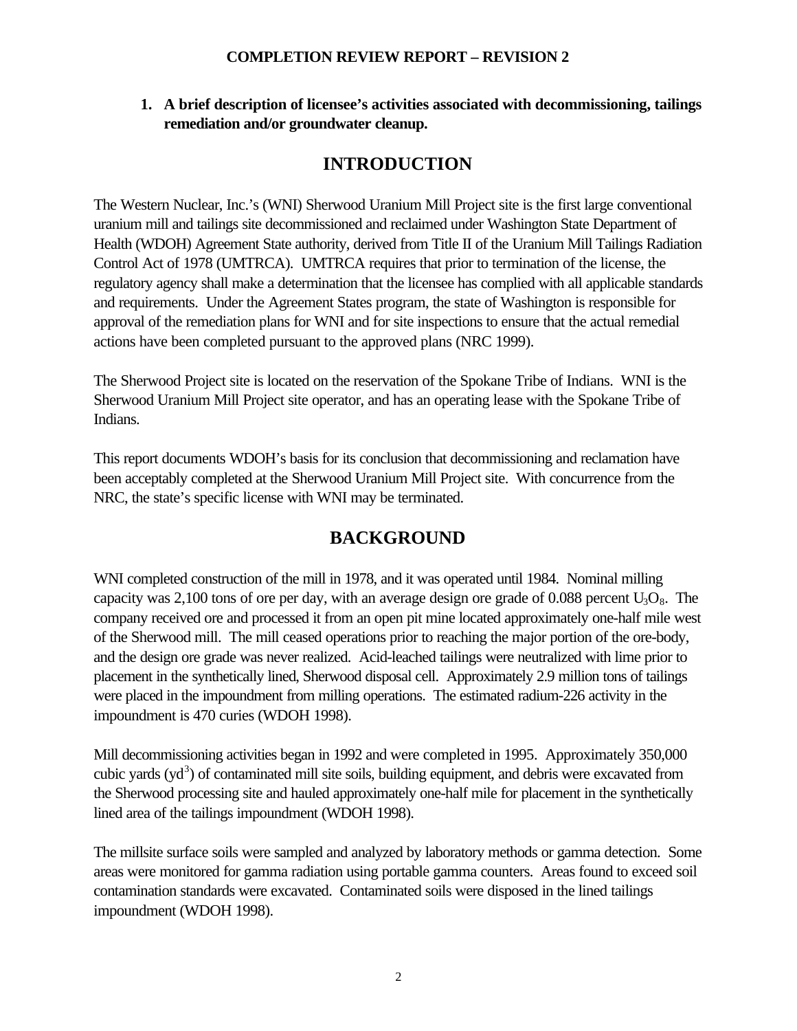**COMPLETION REVIEW REPORT – REVISION 2**

1. **A brief description of licensee's activities associated with decommissioning, tailings remediation and/or groundwater cleanup.**

# INTRODUCTION

The Western Nuclear, Inc.'s (WNI) Sherwood Uranium Mill Project site is the first large conventional uranium mill and tailings site decommissioned and reclaimed under Washington State Department of Health (WDOH) Agreement State authority, derived from Title II of the Uranium Mill Tailings Radiation Control Act of 1978 (UMTRCA). UMTRCA requires that prior to termination of the license, the regulatory agency shall make a determination that the licensee has complied with all applicable standards and requirements. Under the Agreement States program, the state of Washington is responsible for approval of the remediation plans for WNI and for site inspections to ensure that the actual remedial actions have been completed pursuant to the approved plans (NRC 1999).

The Sherwood Project site is located on the reservation of the Spokane Tribe of Indians. WNI is the Sherwood Uranium Mill Project site operator, and has an operating lease with the Spokane Tribe of Indians.

This report documents WDOH's basis for its conclusion that decommissioning and reclamation have been acceptably completed at the Sherwood Uranium Mill Project site. With concurrence from the NRC, the state's specific license with WNI may be terminated.

# BACKGROUND

WNI completed construction of the mill in 1978, and it was operated until 1984. Nominal milling capacity was 2,100 tons of ore per day, with an average design ore grade of 0.088 percent $U_3O_8$. The company received ore and processed it from an open pit mine located approximately one-half mile west of the Sherwood mill. The mill ceased operations prior to reaching the major portion of the ore-body, and the design ore grade was never realized. Acid-leached tailings were neutralized with lime prior to placement in the synthetically lined, Sherwood disposal cell. Approximately 2.9 million tons of tailings were placed in the impoundment from milling operations. The estimated radium-226 activity in the impoundment is 470 curies (WDOH 1998).

Mill decommissioning activities began in 1992 and were completed in 1995. Approximately 350,000 cubic yards ($yd^3$) of contaminated mill site soils, building equipment, and debris were excavated from the Sherwood processing site and hauled approximately one-half mile for placement in the synthetically lined area of the tailings impoundment (WDOH 1998).

The millsite surface soils were sampled and analyzed by laboratory methods or gamma detection. Some areas were monitored for gamma radiation using portable gamma counters. Areas found to exceed soil contamination standards were excavated. Contaminated soils were disposed in the lined tailings impoundment (WDOH 1998).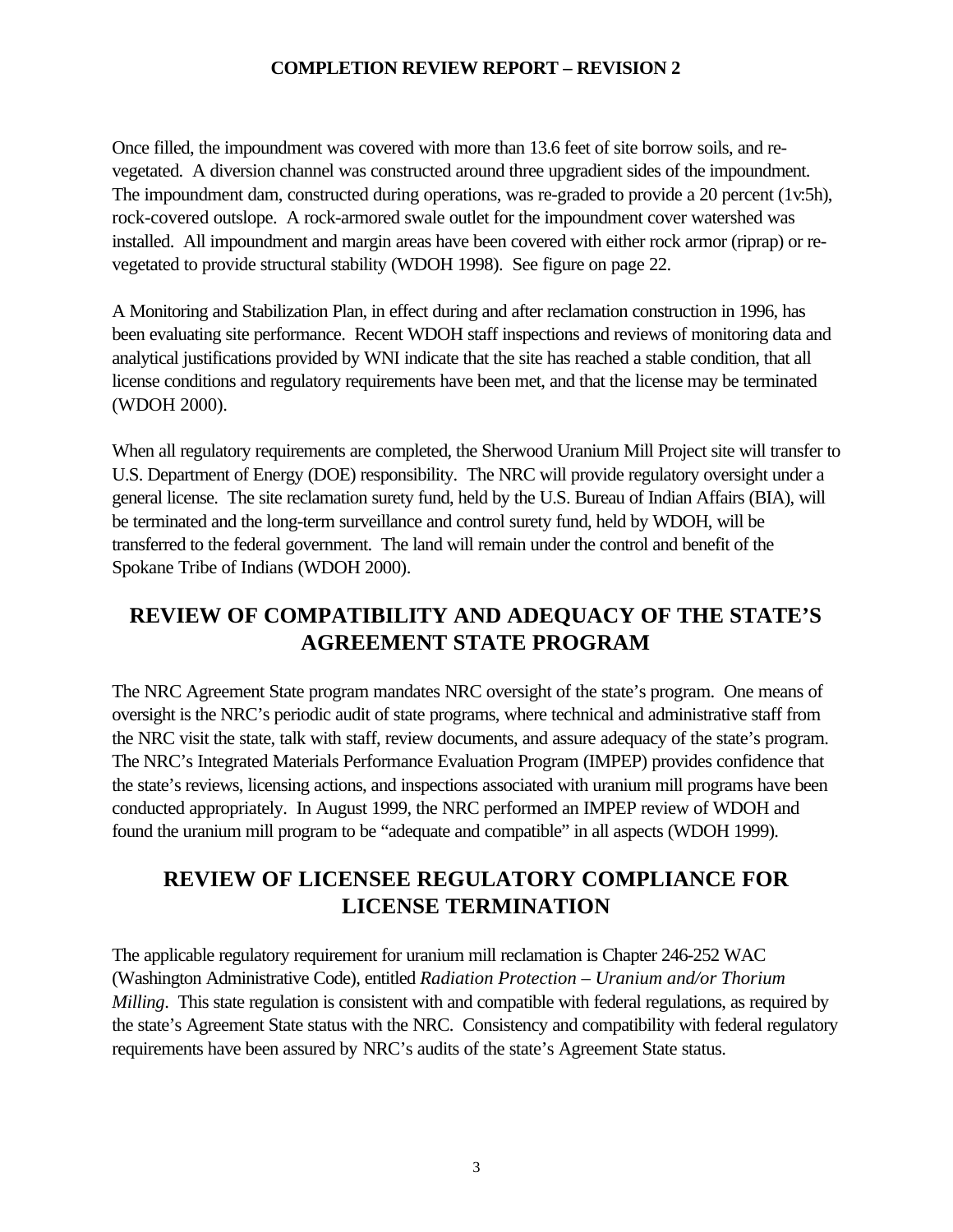Once filled, the impoundment was covered with more than 13.6 feet of site borrow soils, and re-vegetated. A diversion channel was constructed around three upgradient sides of the impoundment. The impoundment dam, constructed during operations, was re-graded to provide a 20 percent (1v:5h), rock-covered outslope. A rock-armored swale outlet for the impoundment cover watershed was installed. All impoundment and margin areas have been covered with either rock armor (riprap) or re-vegetated to provide structural stability (WDOH 1998). See figure on page 22.

A Monitoring and Stabilization Plan, in effect during and after reclamation construction in 1996, has been evaluating site performance. Recent WDOH staff inspections and reviews of monitoring data and analytical justifications provided by WNI indicate that the site has reached a stable condition, that all license conditions and regulatory requirements have been met, and that the license may be terminated (WDOH 2000).

When all regulatory requirements are completed, the Sherwood Uranium Mill Project site will transfer to U.S. Department of Energy (DOE) responsibility. The NRC will provide regulatory oversight under a general license. The site reclamation surety fund, held by the U.S. Bureau of Indian Affairs (BIA), will be terminated and the long-term surveillance and control surety fund, held by WDOH, will be transferred to the federal government. The land will remain under the control and benefit of the Spokane Tribe of Indians (WDOH 2000).

## REVIEW OF COMPATIBILITY AND ADEQUACY OF THE STATE'S AGREEMENT STATE PROGRAM

The NRC Agreement State program mandates NRC oversight of the state's program. One means of oversight is the NRC's periodic audit of state programs, where technical and administrative staff from the NRC visit the state, talk with staff, review documents, and assure adequacy of the state's program. The NRC's Integrated Materials Performance Evaluation Program (IMPEP) provides confidence that the state's reviews, licensing actions, and inspections associated with uranium mill programs have been conducted appropriately. In August 1999, the NRC performed an IMPEP review of WDOH and found the uranium mill program to be "adequate and compatible" in all aspects (WDOH 1999).

## REVIEW OF LICENSEE REGULATORY COMPLIANCE FOR LICENSE TERMINATION

The applicable regulatory requirement for uranium mill reclamation is Chapter 246-252 WAC (Washington Administrative Code), entitled *Radiation Protection – Uranium and/or Thorium Milling*. This state regulation is consistent with and compatible with federal regulations, as required by the state's Agreement State status with the NRC. Consistency and compatibility with federal regulatory requirements have been assured by NRC's audits of the state's Agreement State status.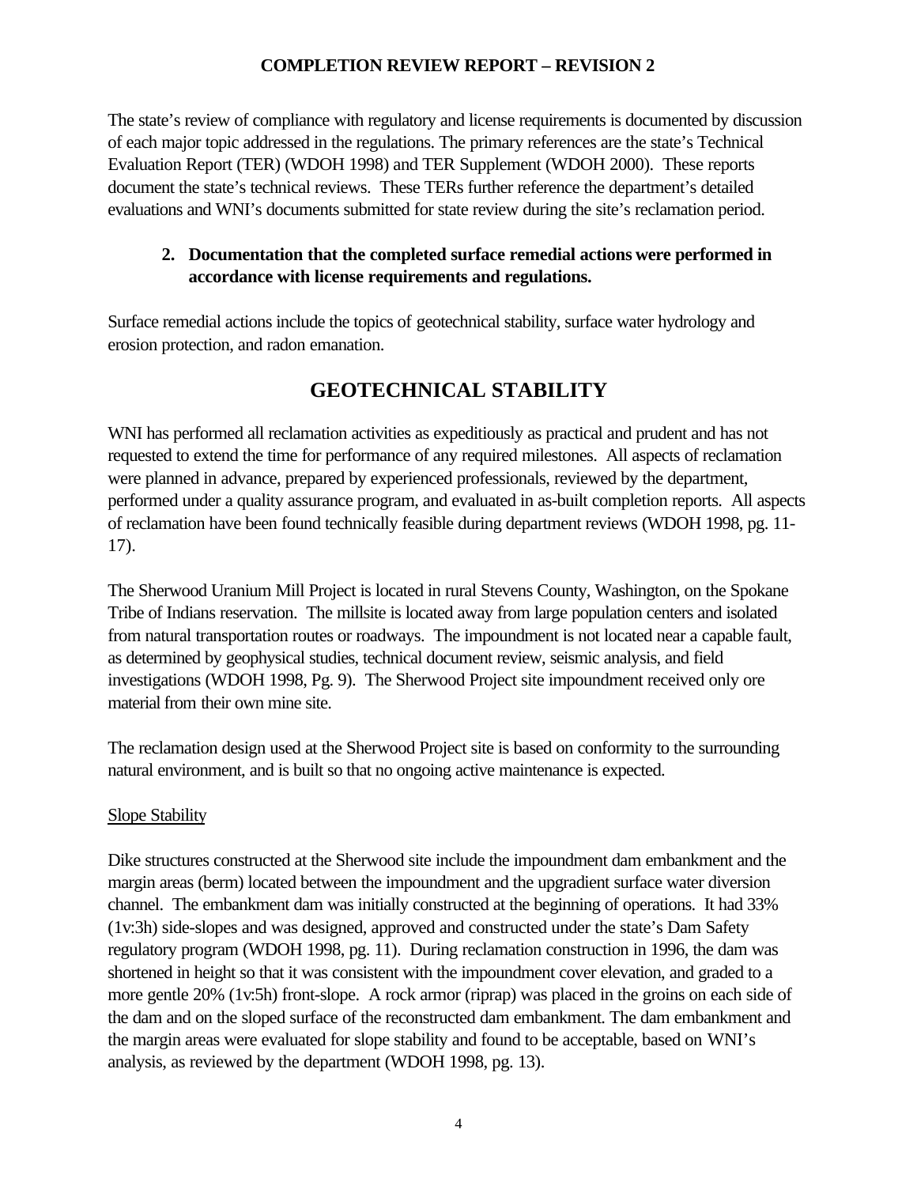The state's review of compliance with regulatory and license requirements is documented by discussion of each major topic addressed in the regulations. The primary references are the state's Technical Evaluation Report (TER) (WDOH 1998) and TER Supplement (WDOH 2000). These reports document the state's technical reviews. These TERs further reference the department's detailed evaluations and WNI's documents submitted for state review during the site's reclamation period.

2. **Documentation that the completed surface remedial actions were performed in accordance with license requirements and regulations.**

Surface remedial actions include the topics of geotechnical stability, surface water hydrology and erosion protection, and radon emanation.

# GEOTECHNICAL STABILITY

WNI has performed all reclamation activities as expeditiously as practical and prudent and has not requested to extend the time for performance of any required milestones. All aspects of reclamation were planned in advance, prepared by experienced professionals, reviewed by the department, performed under a quality assurance program, and evaluated in as-built completion reports. All aspects of reclamation have been found technically feasible during department reviews (WDOH 1998, pg. 11-17).

The Sherwood Uranium Mill Project is located in rural Stevens County, Washington, on the Spokane Tribe of Indians reservation. The millsite is located away from large population centers and isolated from natural transportation routes or roadways. The impoundment is not located near a capable fault, as determined by geophysical studies, technical document review, seismic analysis, and field investigations (WDOH 1998, Pg. 9). The Sherwood Project site impoundment received only ore material from their own mine site.

The reclamation design used at the Sherwood Project site is based on conformity to the surrounding natural environment, and is built so that no ongoing active maintenance is expected.

## Slope Stability

Dike structures constructed at the Sherwood site include the impoundment dam embankment and the margin areas (berm) located between the impoundment and the upgradient surface water diversion channel. The embankment dam was initially constructed at the beginning of operations. It had 33% (1v:3h) side-slopes and was designed, approved and constructed under the state's Dam Safety regulatory program (WDOH 1998, pg. 11). During reclamation construction in 1996, the dam was shortened in height so that it was consistent with the impoundment cover elevation, and graded to a more gentle 20% (1v:5h) front-slope. A rock armor (riprap) was placed in the groins on each side of the dam and on the sloped surface of the reconstructed dam embankment. The dam embankment and the margin areas were evaluated for slope stability and found to be acceptable, based on WNI's analysis, as reviewed by the department (WDOH 1998, pg. 13).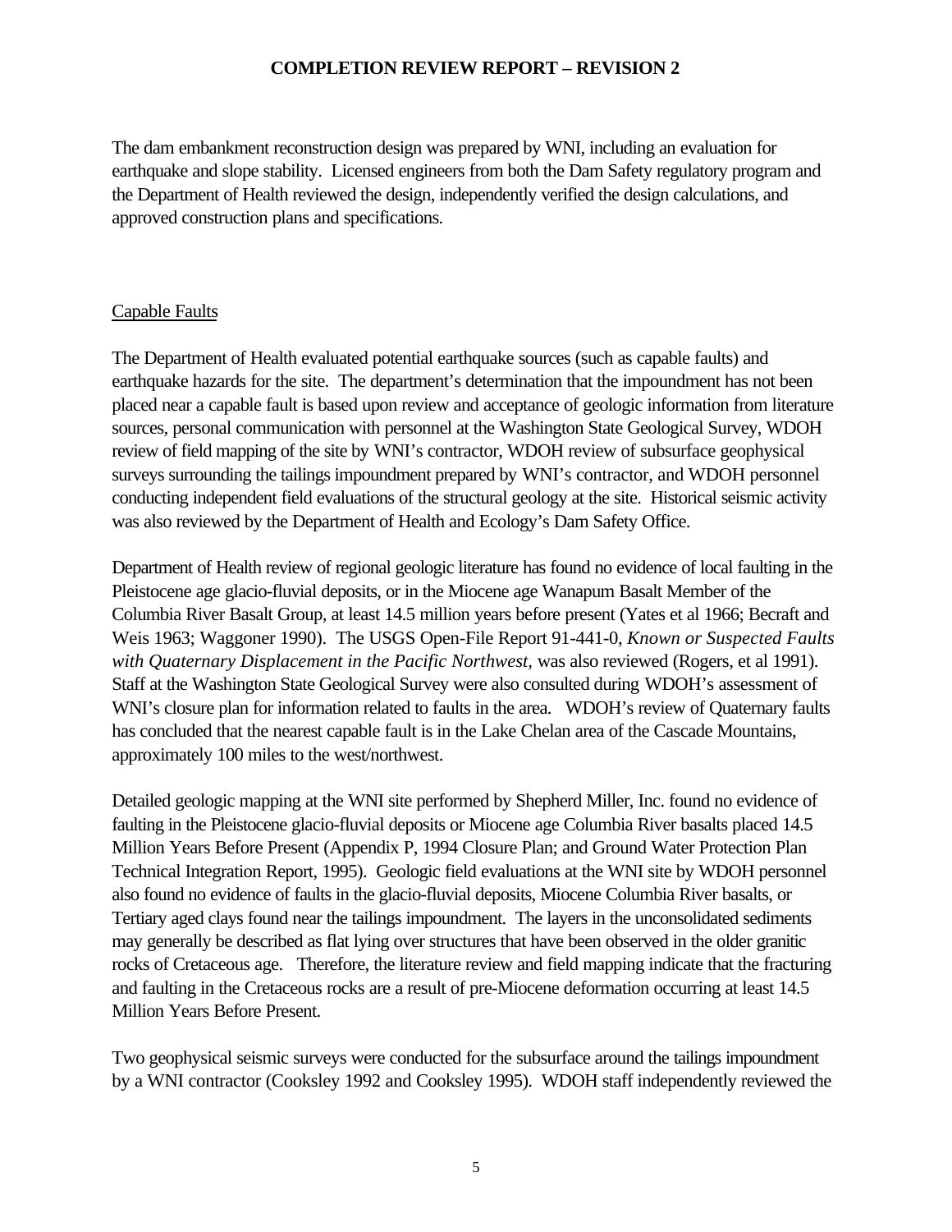The dam embankment reconstruction design was prepared by WNI, including an evaluation for earthquake and slope stability. Licensed engineers from both the Dam Safety regulatory program and the Department of Health reviewed the design, independently verified the design calculations, and approved construction plans and specifications.

## Capable Faults

The Department of Health evaluated potential earthquake sources (such as capable faults) and earthquake hazards for the site. The department's determination that the impoundment has not been placed near a capable fault is based upon review and acceptance of geologic information from literature sources, personal communication with personnel at the Washington State Geological Survey, WDOH review of field mapping of the site by WNI's contractor, WDOH review of subsurface geophysical surveys surrounding the tailings impoundment prepared by WNI's contractor, and WDOH personnel conducting independent field evaluations of the structural geology at the site. Historical seismic activity was also reviewed by the Department of Health and Ecology's Dam Safety Office.

Department of Health review of regional geologic literature has found no evidence of local faulting in the Pleistocene age glacio-fluvial deposits, or in the Miocene age Wanapum Basalt Member of the Columbia River Basalt Group, at least 14.5 million years before present (Yates et al 1966; Becraft and Weis 1963; Waggoner 1990). The USGS Open-File Report 91-441-0, *Known or Suspected Faults with Quaternary Displacement in the Pacific Northwest*, was also reviewed (Rogers, et al 1991). Staff at the Washington State Geological Survey were also consulted during WDOH's assessment of WNI's closure plan for information related to faults in the area. WDOH's review of Quaternary faults has concluded that the nearest capable fault is in the Lake Chelan area of the Cascade Mountains, approximately 100 miles to the west/northwest.

Detailed geologic mapping at the WNI site performed by Shepherd Miller, Inc. found no evidence of faulting in the Pleistocene glacio-fluvial deposits or Miocene age Columbia River basalts placed 14.5 Million Years Before Present (Appendix P, 1994 Closure Plan; and Ground Water Protection Plan Technical Integration Report, 1995). Geologic field evaluations at the WNI site by WDOH personnel also found no evidence of faults in the glacio-fluvial deposits, Miocene Columbia River basalts, or Tertiary aged clays found near the tailings impoundment. The layers in the unconsolidated sediments may generally be described as flat lying over structures that have been observed in the older granitic rocks of Cretaceous age. Therefore, the literature review and field mapping indicate that the fracturing and faulting in the Cretaceous rocks are a result of pre-Miocene deformation occurring at least 14.5 Million Years Before Present.

Two geophysical seismic surveys were conducted for the subsurface around the tailings impoundment by a WNI contractor (Cooksley 1992 and Cooksley 1995). WDOH staff independently reviewed the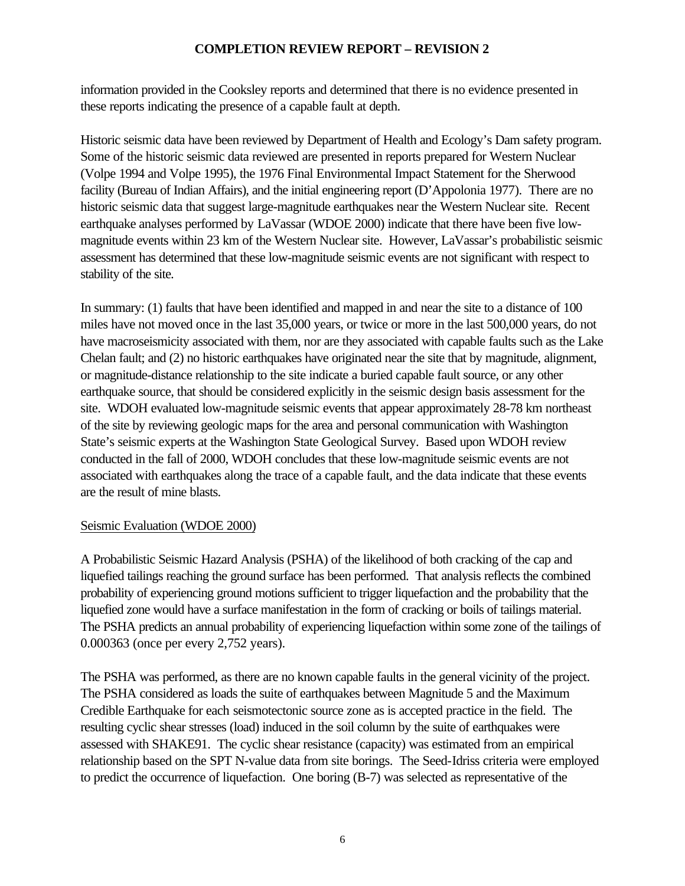information provided in the Cooksley reports and determined that there is no evidence presented in these reports indicating the presence of a capable fault at depth.

Historic seismic data have been reviewed by Department of Health and Ecology's Dam safety program. Some of the historic seismic data reviewed are presented in reports prepared for Western Nuclear (Volpe 1994 and Volpe 1995), the 1976 Final Environmental Impact Statement for the Sherwood facility (Bureau of Indian Affairs), and the initial engineering report (D'Appolonia 1977). There are no historic seismic data that suggest large-magnitude earthquakes near the Western Nuclear site. Recent earthquake analyses performed by LaVassar (WDOE 2000) indicate that there have been five low-magnitude events within 23 km of the Western Nuclear site. However, LaVassar's probabilistic seismic assessment has determined that these low-magnitude seismic events are not significant with respect to stability of the site.

In summary: (1) faults that have been identified and mapped in and near the site to a distance of 100 miles have not moved once in the last 35,000 years, or twice or more in the last 500,000 years, do not have macroseismicity associated with them, nor are they associated with capable faults such as the Lake Chelan fault; and (2) no historic earthquakes have originated near the site that by magnitude, alignment, or magnitude-distance relationship to the site indicate a buried capable fault source, or any other earthquake source, that should be considered explicitly in the seismic design basis assessment for the site. WDOH evaluated low-magnitude seismic events that appear approximately 28-78 km northeast of the site by reviewing geologic maps for the area and personal communication with Washington State's seismic experts at the Washington State Geological Survey. Based upon WDOH review conducted in the fall of 2000, WDOH concludes that these low-magnitude seismic events are not associated with earthquakes along the trace of a capable fault, and the data indicate that these events are the result of mine blasts.

<u>Seismic Evaluation (WDOE 2000)</u>

A Probabilistic Seismic Hazard Analysis (PSHA) of the likelihood of both cracking of the cap and liquefied tailings reaching the ground surface has been performed. That analysis reflects the combined probability of experiencing ground motions sufficient to trigger liquefaction and the probability that the liquefied zone would have a surface manifestation in the form of cracking or boils of tailings material. The PSHA predicts an annual probability of experiencing liquefaction within some zone of the tailings of 0.000363 (once per every 2,752 years).

The PSHA was performed, as there are no known capable faults in the general vicinity of the project. The PSHA considered as loads the suite of earthquakes between Magnitude 5 and the Maximum Credible Earthquake for each seismotectonic source zone as is accepted practice in the field. The resulting cyclic shear stresses (load) induced in the soil column by the suite of earthquakes were assessed with SHAKE91. The cyclic shear resistance (capacity) was estimated from an empirical relationship based on the SPT N-value data from site borings. The Seed-Idriss criteria were employed to predict the occurrence of liquefaction. One boring (B-7) was selected as representative of the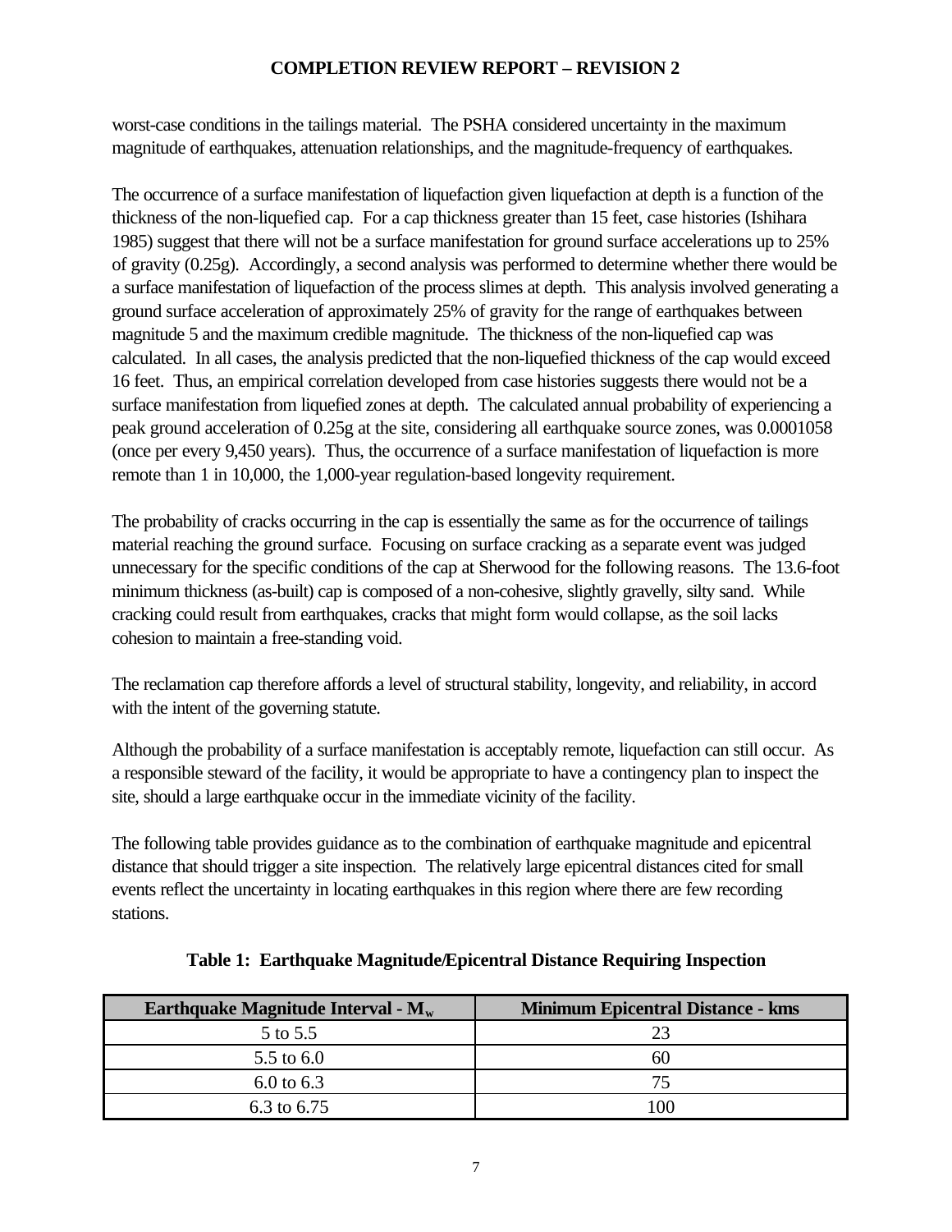worst-case conditions in the tailings material. The PSHA considered uncertainty in the maximum magnitude of earthquakes, attenuation relationships, and the magnitude-frequency of earthquakes.

The occurrence of a surface manifestation of liquefaction given liquefaction at depth is a function of the thickness of the non-liquefied cap. For a cap thickness greater than 15 feet, case histories (Ishihara 1985) suggest that there will not be a surface manifestation for ground surface accelerations up to 25% of gravity (0.25g). Accordingly, a second analysis was performed to determine whether there would be a surface manifestation of liquefaction of the process slimes at depth. This analysis involved generating a ground surface acceleration of approximately 25% of gravity for the range of earthquakes between magnitude 5 and the maximum credible magnitude. The thickness of the non-liquefied cap was calculated. In all cases, the analysis predicted that the non-liquefied thickness of the cap would exceed 16 feet. Thus, an empirical correlation developed from case histories suggests there would not be a surface manifestation from liquefied zones at depth. The calculated annual probability of experiencing a peak ground acceleration of 0.25g at the site, considering all earthquake source zones, was 0.0001058 (once per every 9,450 years). Thus, the occurrence of a surface manifestation of liquefaction is more remote than 1 in 10,000, the 1,000-year regulation-based longevity requirement.

The probability of cracks occurring in the cap is essentially the same as for the occurrence of tailings material reaching the ground surface. Focusing on surface cracking as a separate event was judged unnecessary for the specific conditions of the cap at Sherwood for the following reasons. The 13.6-foot minimum thickness (as-built) cap is composed of a non-cohesive, slightly gravelly, silty sand. While cracking could result from earthquakes, cracks that might form would collapse, as the soil lacks cohesion to maintain a free-standing void.

The reclamation cap therefore affords a level of structural stability, longevity, and reliability, in accord with the intent of the governing statute.

Although the probability of a surface manifestation is acceptably remote, liquefaction can still occur. As a responsible steward of the facility, it would be appropriate to have a contingency plan to inspect the site, should a large earthquake occur in the immediate vicinity of the facility.

The following table provides guidance as to the combination of earthquake magnitude and epicentral distance that should trigger a site inspection. The relatively large epicentral distances cited for small events reflect the uncertainty in locating earthquakes in this region where there are few recording stations.

**Table 1: Earthquake Magnitude/Epicentral Distance Requiring Inspection**

| Earthquake Magnitude Interval - $M_w$ | Minimum Epicentral Distance - kms |
|---|---|
| 5 to 5.5 | 23 |
| 5.5 to 6.0 | 60 |
| 6.0 to 6.3 | 75 |
| 6.3 to 6.75 | 100 |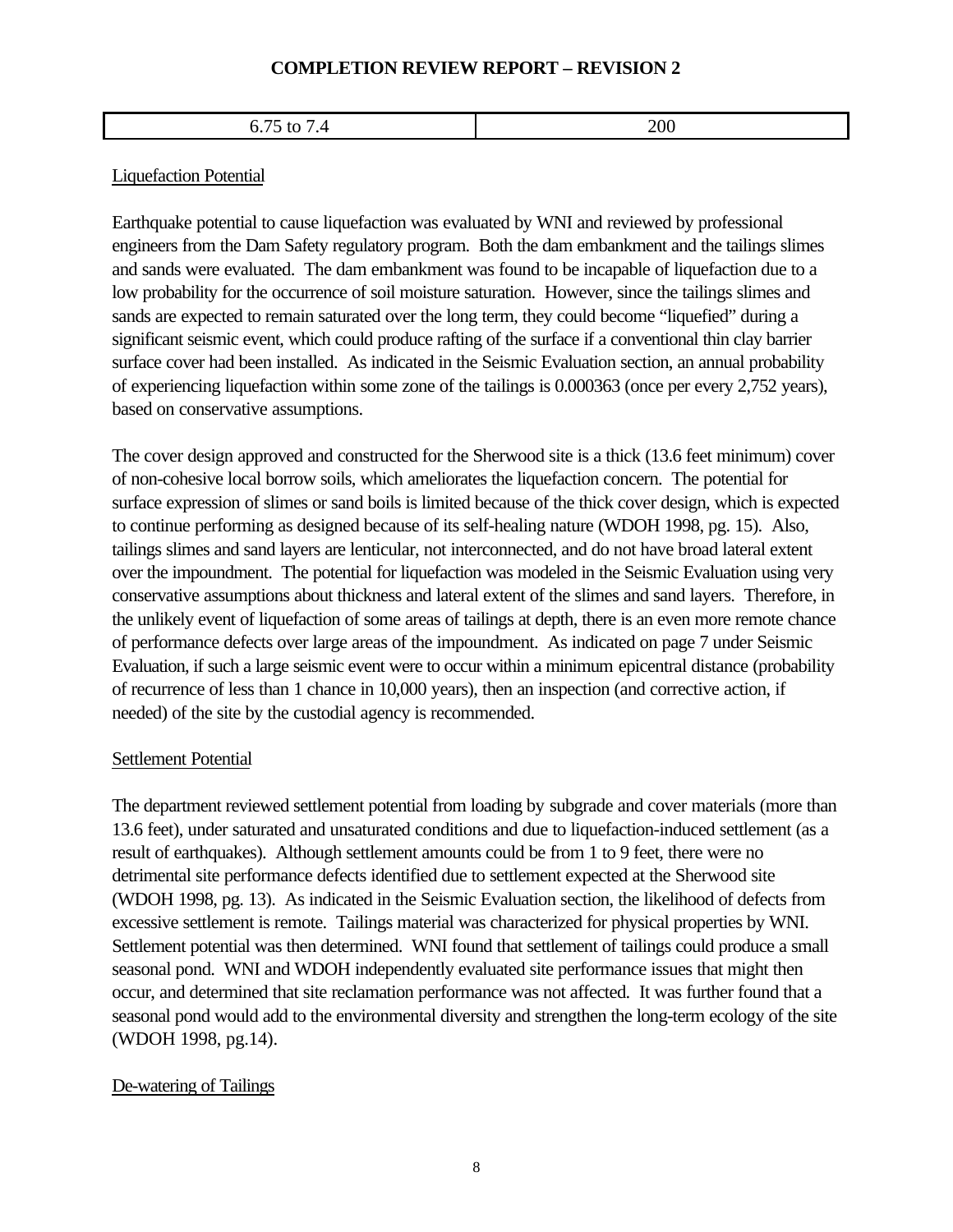| 6.75 to 7.4 | 200 |
|---|---|

Liquefaction Potential

Earthquake potential to cause liquefaction was evaluated by WNI and reviewed by professional engineers from the Dam Safety regulatory program. Both the dam embankment and the tailings slimes and sands were evaluated. The dam embankment was found to be incapable of liquefaction due to a low probability for the occurrence of soil moisture saturation. However, since the tailings slimes and sands are expected to remain saturated over the long term, they could become "liquefied" during a significant seismic event, which could produce rafting of the surface if a conventional thin clay barrier surface cover had been installed. As indicated in the Seismic Evaluation section, an annual probability of experiencing liquefaction within some zone of the tailings is 0.000363 (once per every 2,752 years), based on conservative assumptions.

The cover design approved and constructed for the Sherwood site is a thick (13.6 feet minimum) cover of non-cohesive local borrow soils, which ameliorates the liquefaction concern. The potential for surface expression of slimes or sand boils is limited because of the thick cover design, which is expected to continue performing as designed because of its self-healing nature (WDOH 1998, pg. 15). Also, tailings slimes and sand layers are lenticular, not interconnected, and do not have broad lateral extent over the impoundment. The potential for liquefaction was modeled in the Seismic Evaluation using very conservative assumptions about thickness and lateral extent of the slimes and sand layers. Therefore, in the unlikely event of liquefaction of some areas of tailings at depth, there is an even more remote chance of performance defects over large areas of the impoundment. As indicated on page 7 under Seismic Evaluation, if such a large seismic event were to occur within a minimum epicentral distance (probability of recurrence of less than 1 chance in 10,000 years), then an inspection (and corrective action, if needed) of the site by the custodial agency is recommended.

Settlement Potential

The department reviewed settlement potential from loading by subgrade and cover materials (more than 13.6 feet), under saturated and unsaturated conditions and due to liquefaction-induced settlement (as a result of earthquakes). Although settlement amounts could be from 1 to 9 feet, there were no detrimental site performance defects identified due to settlement expected at the Sherwood site (WDOH 1998, pg. 13). As indicated in the Seismic Evaluation section, the likelihood of defects from excessive settlement is remote. Tailings material was characterized for physical properties by WNI. Settlement potential was then determined. WNI found that settlement of tailings could produce a small seasonal pond. WNI and WDOH independently evaluated site performance issues that might then occur, and determined that site reclamation performance was not affected. It was further found that a seasonal pond would add to the environmental diversity and strengthen the long-term ecology of the site (WDOH 1998, pg.14).

De-watering of Tailings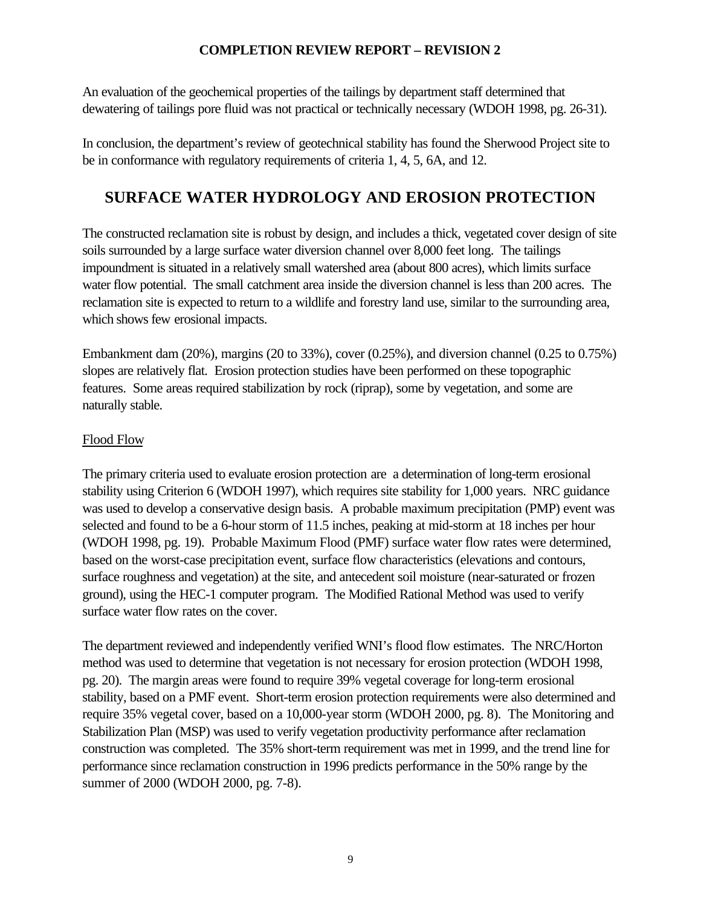An evaluation of the geochemical properties of the tailings by department staff determined that dewatering of tailings pore fluid was not practical or technically necessary (WDOH 1998, pg. 26-31).

In conclusion, the department's review of geotechnical stability has found the Sherwood Project site to be in conformance with regulatory requirements of criteria 1, 4, 5, 6A, and 12.

## SURFACE WATER HYDROLOGY AND EROSION PROTECTION

The constructed reclamation site is robust by design, and includes a thick, vegetated cover design of site soils surrounded by a large surface water diversion channel over 8,000 feet long. The tailings impoundment is situated in a relatively small watershed area (about 800 acres), which limits surface water flow potential. The small catchment area inside the diversion channel is less than 200 acres. The reclamation site is expected to return to a wildlife and forestry land use, similar to the surrounding area, which shows few erosional impacts.

Embankment dam (20%), margins (20 to 33%), cover (0.25%), and diversion channel (0.25 to 0.75%) slopes are relatively flat. Erosion protection studies have been performed on these topographic features. Some areas required stabilization by rock (riprap), some by vegetation, and some are naturally stable.

### Flood Flow

The primary criteria used to evaluate erosion protection are a determination of long-term erosional stability using Criterion 6 (WDOH 1997), which requires site stability for 1,000 years. NRC guidance was used to develop a conservative design basis. A probable maximum precipitation (PMP) event was selected and found to be a 6-hour storm of 11.5 inches, peaking at mid-storm at 18 inches per hour (WDOH 1998, pg. 19). Probable Maximum Flood (PMF) surface water flow rates were determined, based on the worst-case precipitation event, surface flow characteristics (elevations and contours, surface roughness and vegetation) at the site, and antecedent soil moisture (near-saturated or frozen ground), using the HEC-1 computer program. The Modified Rational Method was used to verify surface water flow rates on the cover.

The department reviewed and independently verified WNI's flood flow estimates. The NRC/Horton method was used to determine that vegetation is not necessary for erosion protection (WDOH 1998, pg. 20). The margin areas were found to require 39% vegetal coverage for long-term erosional stability, based on a PMF event. Short-term erosion protection requirements were also determined and require 35% vegetal cover, based on a 10,000-year storm (WDOH 2000, pg. 8). The Monitoring and Stabilization Plan (MSP) was used to verify vegetation productivity performance after reclamation construction was completed. The 35% short-term requirement was met in 1999, and the trend line for performance since reclamation construction in 1996 predicts performance in the 50% range by the summer of 2000 (WDOH 2000, pg. 7-8).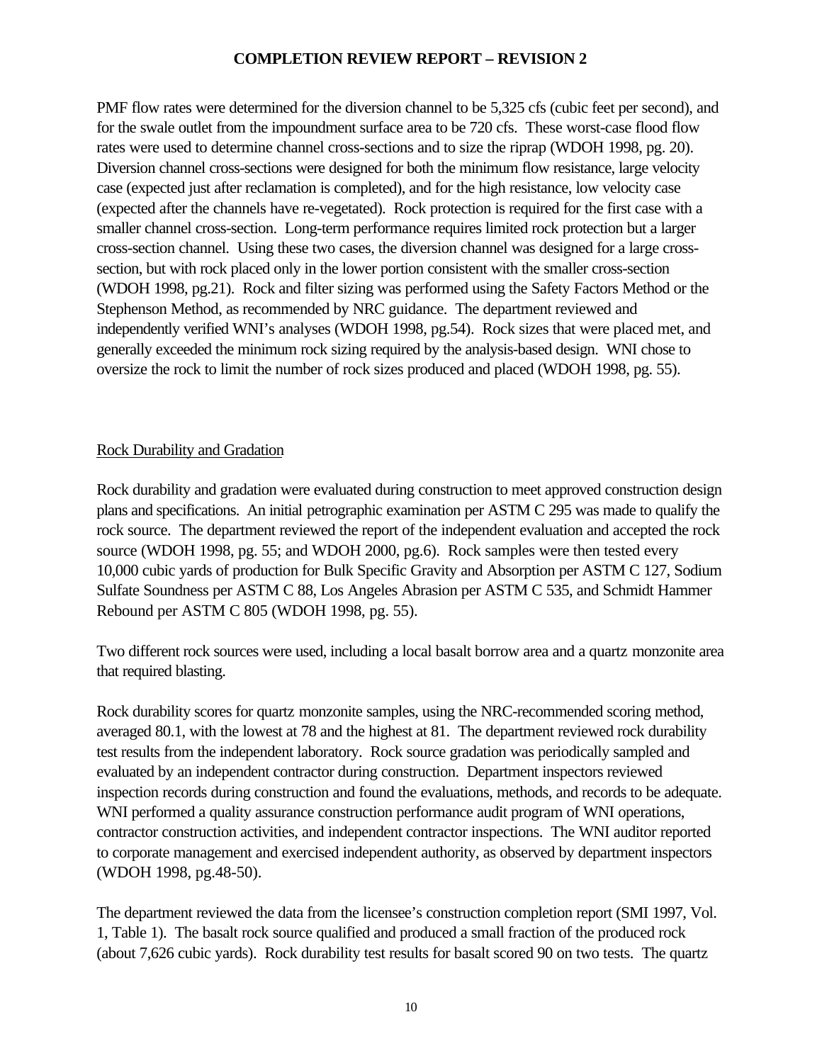PMF flow rates were determined for the diversion channel to be 5,325 cfs (cubic feet per second), and for the swale outlet from the impoundment surface area to be 720 cfs. These worst-case flood flow rates were used to determine channel cross-sections and to size the riprap (WDOH 1998, pg. 20). Diversion channel cross-sections were designed for both the minimum flow resistance, large velocity case (expected just after reclamation is completed), and for the high resistance, low velocity case (expected after the channels have re-vegetated). Rock protection is required for the first case with a smaller channel cross-section. Long-term performance requires limited rock protection but a larger cross-section channel. Using these two cases, the diversion channel was designed for a large cross-section, but with rock placed only in the lower portion consistent with the smaller cross-section (WDOH 1998, pg.21). Rock and filter sizing was performed using the Safety Factors Method or the Stephenson Method, as recommended by NRC guidance. The department reviewed and independently verified WNI's analyses (WDOH 1998, pg.54). Rock sizes that were placed met, and generally exceeded the minimum rock sizing required by the analysis-based design. WNI chose to oversize the rock to limit the number of rock sizes produced and placed (WDOH 1998, pg. 55).

Rock Durability and Gradation

Rock durability and gradation were evaluated during construction to meet approved construction design plans and specifications. An initial petrographic examination per ASTM C 295 was made to qualify the rock source. The department reviewed the report of the independent evaluation and accepted the rock source (WDOH 1998, pg. 55; and WDOH 2000, pg.6). Rock samples were then tested every 10,000 cubic yards of production for Bulk Specific Gravity and Absorption per ASTM C 127, Sodium Sulfate Soundness per ASTM C 88, Los Angeles Abrasion per ASTM C 535, and Schmidt Hammer Rebound per ASTM C 805 (WDOH 1998, pg. 55).

Two different rock sources were used, including a local basalt borrow area and a quartz monzonite area that required blasting.

Rock durability scores for quartz monzonite samples, using the NRC-recommended scoring method, averaged 80.1, with the lowest at 78 and the highest at 81. The department reviewed rock durability test results from the independent laboratory. Rock source gradation was periodically sampled and evaluated by an independent contractor during construction. Department inspectors reviewed inspection records during construction and found the evaluations, methods, and records to be adequate. WNI performed a quality assurance construction performance audit program of WNI operations, contractor construction activities, and independent contractor inspections. The WNI auditor reported to corporate management and exercised independent authority, as observed by department inspectors (WDOH 1998, pg.48-50).

The department reviewed the data from the licensee's construction completion report (SMI 1997, Vol. 1, Table 1). The basalt rock source qualified and produced a small fraction of the produced rock (about 7,626 cubic yards). Rock durability test results for basalt scored 90 on two tests. The quartz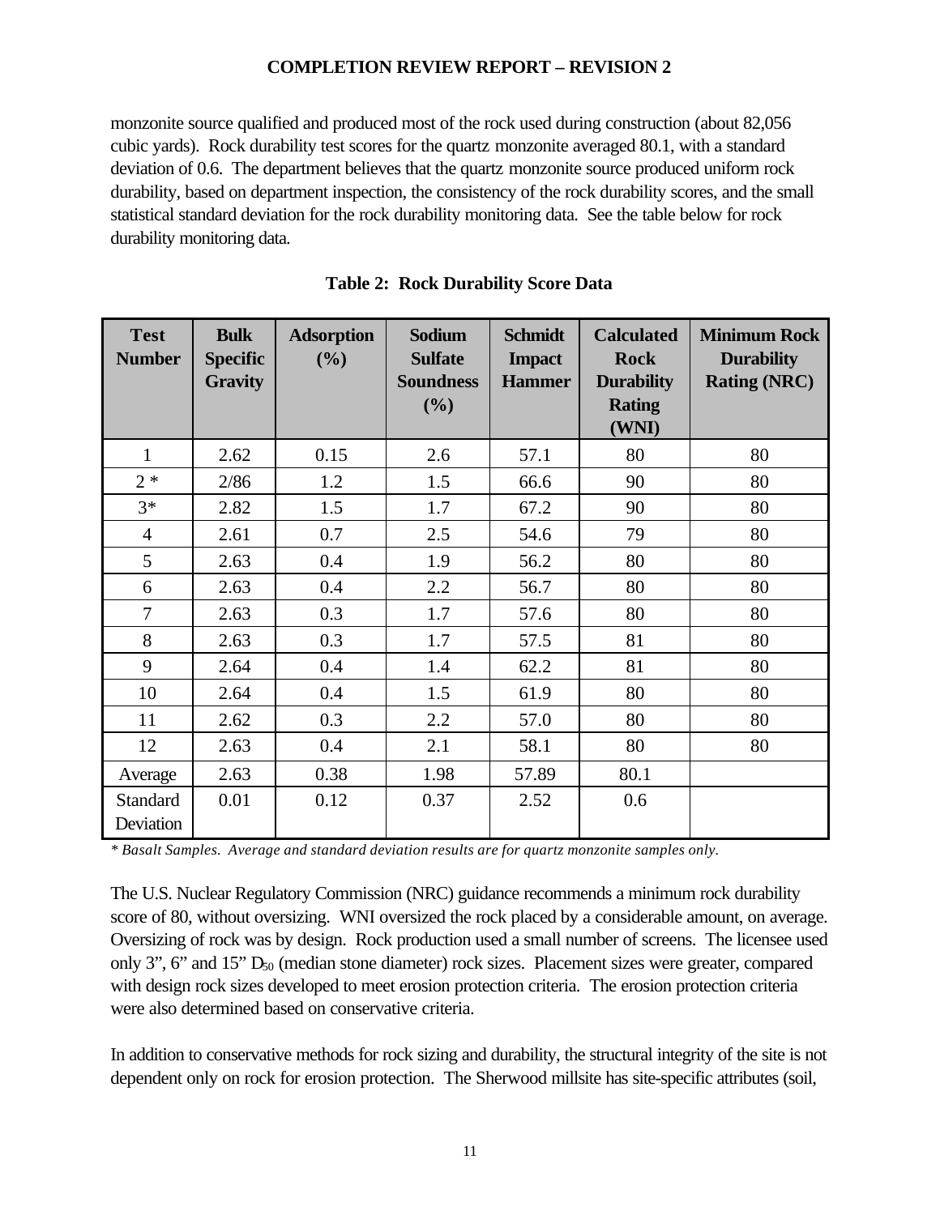monzonite source qualified and produced most of the rock used during construction (about 82,056 cubic yards). Rock durability test scores for the quartz monzonite averaged 80.1, with a standard deviation of 0.6. The department believes that the quartz monzonite source produced uniform rock durability, based on department inspection, the consistency of the rock durability scores, and the small statistical standard deviation for the rock durability monitoring data. See the table below for rock durability monitoring data.

**Table 2: Rock Durability Score Data**

| Test Number | Bulk Specific Gravity | Adsorption (%) | Sodium Sulfate Soundness (%) | Schmidt Impact Hammer | Calculated Rock Durability Rating (WNI) | Minimum Rock Durability Rating (NRC) |
|---|---|---|---|---|---|---|
| 1 | 2.62 | 0.15 | 2.6 | 57.1 | 80 | 80 |
| 2 * | 2/86 | 1.2 | 1.5 | 66.6 | 90 | 80 |
| 3* | 2.82 | 1.5 | 1.7 | 67.2 | 90 | 80 |
| 4 | 2.61 | 0.7 | 2.5 | 54.6 | 79 | 80 |
| 5 | 2.63 | 0.4 | 1.9 | 56.2 | 80 | 80 |
| 6 | 2.63 | 0.4 | 2.2 | 56.7 | 80 | 80 |
| 7 | 2.63 | 0.3 | 1.7 | 57.6 | 80 | 80 |
| 8 | 2.63 | 0.3 | 1.7 | 57.5 | 81 | 80 |
| 9 | 2.64 | 0.4 | 1.4 | 62.2 | 81 | 80 |
| 10 | 2.64 | 0.4 | 1.5 | 61.9 | 80 | 80 |
| 11 | 2.62 | 0.3 | 2.2 | 57.0 | 80 | 80 |
| 12 | 2.63 | 0.4 | 2.1 | 58.1 | 80 | 80 |
| Average | 2.63 | 0.38 | 1.98 | 57.89 | 80.1 | |
| Standard Deviation | 0.01 | 0.12 | 0.37 | 2.52 | 0.6 | |

*\* Basalt Samples. Average and standard deviation results are for quartz monzonite samples only.*

The U.S. Nuclear Regulatory Commission (NRC) guidance recommends a minimum rock durability score of 80, without oversizing. WNI oversized the rock placed by a considerable amount, on average. Oversizing of rock was by design. Rock production used a small number of screens. The licensee used only 3", 6" and 15" $D_{50}$ (median stone diameter) rock sizes. Placement sizes were greater, compared with design rock sizes developed to meet erosion protection criteria. The erosion protection criteria were also determined based on conservative criteria.

In addition to conservative methods for rock sizing and durability, the structural integrity of the site is not dependent only on rock for erosion protection. The Sherwood millsite has site-specific attributes (soil,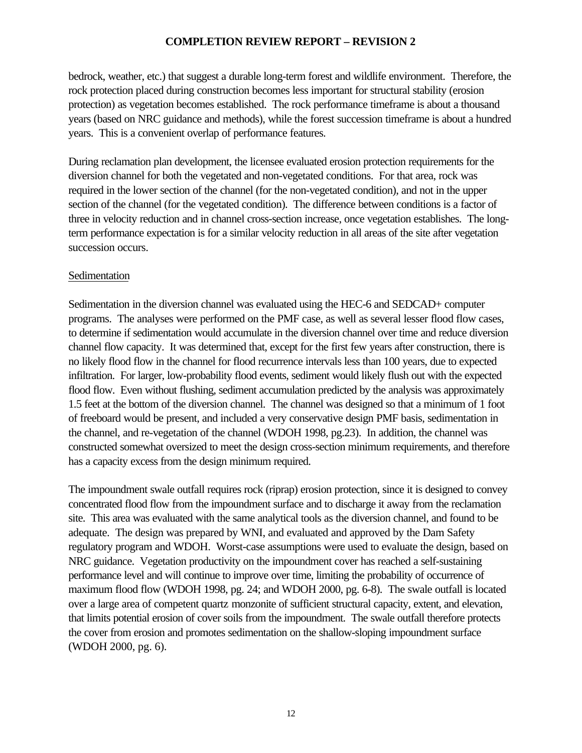bedrock, weather, etc.) that suggest a durable long-term forest and wildlife environment. Therefore, the rock protection placed during construction becomes less important for structural stability (erosion protection) as vegetation becomes established. The rock performance timeframe is about a thousand years (based on NRC guidance and methods), while the forest succession timeframe is about a hundred years. This is a convenient overlap of performance features.

During reclamation plan development, the licensee evaluated erosion protection requirements for the diversion channel for both the vegetated and non-vegetated conditions. For that area, rock was required in the lower section of the channel (for the non-vegetated condition), and not in the upper section of the channel (for the vegetated condition). The difference between conditions is a factor of three in velocity reduction and in channel cross-section increase, once vegetation establishes. The long-term performance expectation is for a similar velocity reduction in all areas of the site after vegetation succession occurs.

Sedimentation

Sedimentation in the diversion channel was evaluated using the HEC-6 and SEDCAD+ computer programs. The analyses were performed on the PMF case, as well as several lesser flood flow cases, to determine if sedimentation would accumulate in the diversion channel over time and reduce diversion channel flow capacity. It was determined that, except for the first few years after construction, there is no likely flood flow in the channel for flood recurrence intervals less than 100 years, due to expected infiltration. For larger, low-probability flood events, sediment would likely flush out with the expected flood flow. Even without flushing, sediment accumulation predicted by the analysis was approximately 1.5 feet at the bottom of the diversion channel. The channel was designed so that a minimum of 1 foot of freeboard would be present, and included a very conservative design PMF basis, sedimentation in the channel, and re-vegetation of the channel (WDOH 1998, pg.23). In addition, the channel was constructed somewhat oversized to meet the design cross-section minimum requirements, and therefore has a capacity excess from the design minimum required.

The impoundment swale outfall requires rock (riprap) erosion protection, since it is designed to convey concentrated flood flow from the impoundment surface and to discharge it away from the reclamation site. This area was evaluated with the same analytical tools as the diversion channel, and found to be adequate. The design was prepared by WNI, and evaluated and approved by the Dam Safety regulatory program and WDOH. Worst-case assumptions were used to evaluate the design, based on NRC guidance. Vegetation productivity on the impoundment cover has reached a self-sustaining performance level and will continue to improve over time, limiting the probability of occurrence of maximum flood flow (WDOH 1998, pg. 24; and WDOH 2000, pg. 6-8). The swale outfall is located over a large area of competent quartz monzonite of sufficient structural capacity, extent, and elevation, that limits potential erosion of cover soils from the impoundment. The swale outfall therefore protects the cover from erosion and promotes sedimentation on the shallow-sloping impoundment surface (WDOH 2000, pg. 6).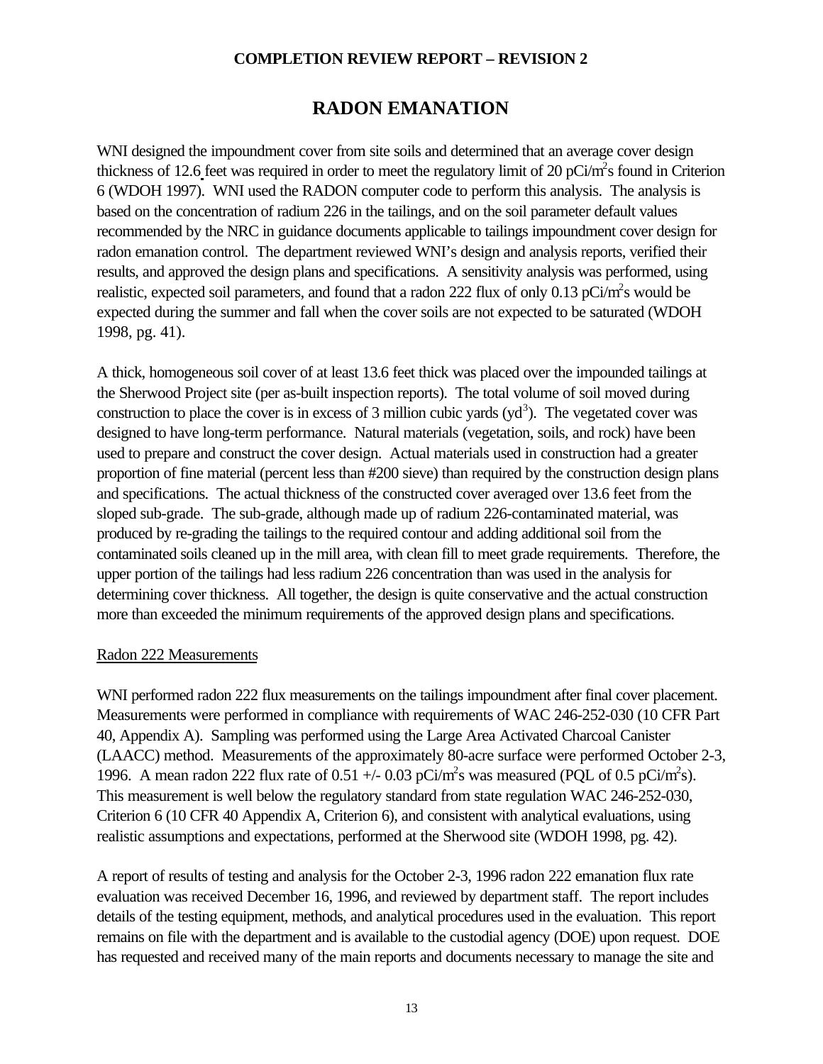# RADON EMANATION

WNI designed the impoundment cover from site soils and determined that an average cover design thickness of 12.6 feet was required in order to meet the regulatory limit of 20 $pCi/m^2s$ found in Criterion 6 (WDOH 1997). WNI used the RADON computer code to perform this analysis. The analysis is based on the concentration of radium 226 in the tailings, and on the soil parameter default values recommended by the NRC in guidance documents applicable to tailings impoundment cover design for radon emanation control. The department reviewed WNI's design and analysis reports, verified their results, and approved the design plans and specifications. A sensitivity analysis was performed, using realistic, expected soil parameters, and found that a radon 222 flux of only 0.13 $pCi/m^2s$ would be expected during the summer and fall when the cover soils are not expected to be saturated (WDOH 1998, pg. 41).

A thick, homogeneous soil cover of at least 13.6 feet thick was placed over the impounded tailings at the Sherwood Project site (per as-built inspection reports). The total volume of soil moved during construction to place the cover is in excess of 3 million cubic yards ($yd^3$). The vegetated cover was designed to have long-term performance. Natural materials (vegetation, soils, and rock) have been used to prepare and construct the cover design. Actual materials used in construction had a greater proportion of fine material (percent less than #200 sieve) than required by the construction design plans and specifications. The actual thickness of the constructed cover averaged over 13.6 feet from the sloped sub-grade. The sub-grade, although made up of radium 226-contaminated material, was produced by re-grading the tailings to the required contour and adding additional soil from the contaminated soils cleaned up in the mill area, with clean fill to meet grade requirements. Therefore, the upper portion of the tailings had less radium 226 concentration than was used in the analysis for determining cover thickness. All together, the design is quite conservative and the actual construction more than exceeded the minimum requirements of the approved design plans and specifications.

Radon 222 Measurements

WNI performed radon 222 flux measurements on the tailings impoundment after final cover placement. Measurements were performed in compliance with requirements of WAC 246-252-030 (10 CFR Part 40, Appendix A). Sampling was performed using the Large Area Activated Charcoal Canister (LAACC) method. Measurements of the approximately 80-acre surface were performed October 2-3, 1996. A mean radon 222 flux rate of 0.51 +/- 0.03 $pCi/m^2s$ was measured (PQL of 0.5 $pCi/m^2s$). This measurement is well below the regulatory standard from state regulation WAC 246-252-030, Criterion 6 (10 CFR 40 Appendix A, Criterion 6), and consistent with analytical evaluations, using realistic assumptions and expectations, performed at the Sherwood site (WDOH 1998, pg. 42).

A report of results of testing and analysis for the October 2-3, 1996 radon 222 emanation flux rate evaluation was received December 16, 1996, and reviewed by department staff. The report includes details of the testing equipment, methods, and analytical procedures used in the evaluation. This report remains on file with the department and is available to the custodial agency (DOE) upon request. DOE has requested and received many of the main reports and documents necessary to manage the site and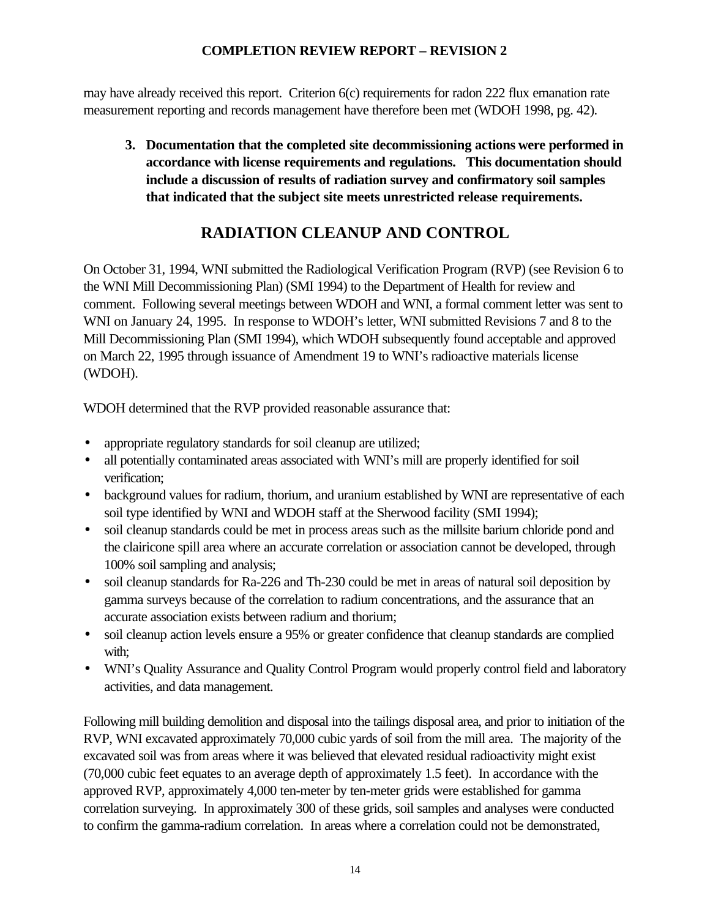may have already received this report. Criterion 6(c) requirements for radon 222 flux emanation rate measurement reporting and records management have therefore been met (WDOH 1998, pg. 42).

**3. Documentation that the completed site decommissioning actions were performed in accordance with license requirements and regulations. This documentation should include a discussion of results of radiation survey and confirmatory soil samples that indicated that the subject site meets unrestricted release requirements.**

## RADIATION CLEANUP AND CONTROL

On October 31, 1994, WNI submitted the Radiological Verification Program (RVP) (see Revision 6 to the WNI Mill Decommissioning Plan) (SMI 1994) to the Department of Health for review and comment. Following several meetings between WDOH and WNI, a formal comment letter was sent to WNI on January 24, 1995. In response to WDOH's letter, WNI submitted Revisions 7 and 8 to the Mill Decommissioning Plan (SMI 1994), which WDOH subsequently found acceptable and approved on March 22, 1995 through issuance of Amendment 19 to WNI's radioactive materials license (WDOH).

WDOH determined that the RVP provided reasonable assurance that:

- appropriate regulatory standards for soil cleanup are utilized;
- all potentially contaminated areas associated with WNI's mill are properly identified for soil verification;
- background values for radium, thorium, and uranium established by WNI are representative of each soil type identified by WNI and WDOH staff at the Sherwood facility (SMI 1994);
- soil cleanup standards could be met in process areas such as the millsite barium chloride pond and the clairicone spill area where an accurate correlation or association cannot be developed, through 100% soil sampling and analysis;
- soil cleanup standards for Ra-226 and Th-230 could be met in areas of natural soil deposition by gamma surveys because of the correlation to radium concentrations, and the assurance that an accurate association exists between radium and thorium;
- soil cleanup action levels ensure a 95% or greater confidence that cleanup standards are complied with;
- WNI's Quality Assurance and Quality Control Program would properly control field and laboratory activities, and data management.

Following mill building demolition and disposal into the tailings disposal area, and prior to initiation of the RVP, WNI excavated approximately 70,000 cubic yards of soil from the mill area. The majority of the excavated soil was from areas where it was believed that elevated residual radioactivity might exist (70,000 cubic feet equates to an average depth of approximately 1.5 feet). In accordance with the approved RVP, approximately 4,000 ten-meter by ten-meter grids were established for gamma correlation surveying. In approximately 300 of these grids, soil samples and analyses were conducted to confirm the gamma-radium correlation. In areas where a correlation could not be demonstrated,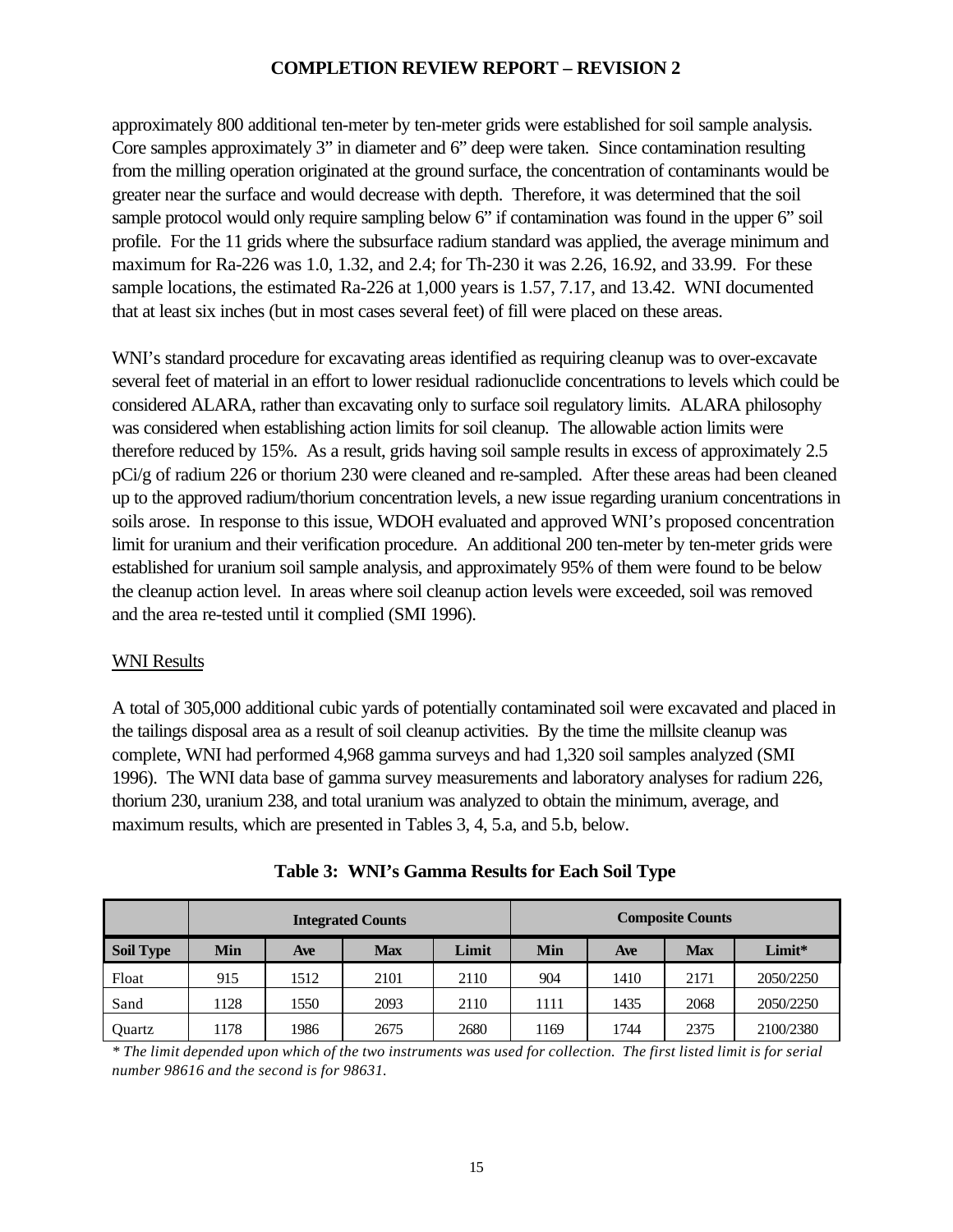approximately 800 additional ten-meter by ten-meter grids were established for soil sample analysis. Core samples approximately 3" in diameter and 6" deep were taken. Since contamination resulting from the milling operation originated at the ground surface, the concentration of contaminants would be greater near the surface and would decrease with depth. Therefore, it was determined that the soil sample protocol would only require sampling below 6" if contamination was found in the upper 6" soil profile. For the 11 grids where the subsurface radium standard was applied, the average minimum and maximum for Ra-226 was 1.0, 1.32, and 2.4; for Th-230 it was 2.26, 16.92, and 33.99. For these sample locations, the estimated Ra-226 at 1,000 years is 1.57, 7.17, and 13.42. WNI documented that at least six inches (but in most cases several feet) of fill were placed on these areas.

WNI's standard procedure for excavating areas identified as requiring cleanup was to over-excavate several feet of material in an effort to lower residual radionuclide concentrations to levels which could be considered ALARA, rather than excavating only to surface soil regulatory limits. ALARA philosophy was considered when establishing action limits for soil cleanup. The allowable action limits were therefore reduced by 15%. As a result, grids having soil sample results in excess of approximately 2.5 pCi/g of radium 226 or thorium 230 were cleaned and re-sampled. After these areas had been cleaned up to the approved radium/thorium concentration levels, a new issue regarding uranium concentrations in soils arose. In response to this issue, WDOH evaluated and approved WNI's proposed concentration limit for uranium and their verification procedure. An additional 200 ten-meter by ten-meter grids were established for uranium soil sample analysis, and approximately 95% of them were found to be below the cleanup action level. In areas where soil cleanup action levels were exceeded, soil was removed and the area re-tested until it complied (SMI 1996).

<u>WNI Results</u>

A total of 305,000 additional cubic yards of potentially contaminated soil were excavated and placed in the tailings disposal area as a result of soil cleanup activities. By the time the millsite cleanup was complete, WNI had performed 4,968 gamma surveys and had 1,320 soil samples analyzed (SMI 1996). The WNI data base of gamma survey measurements and laboratory analyses for radium 226, thorium 230, uranium 238, and total uranium was analyzed to obtain the minimum, average, and maximum results, which are presented in Tables 3, 4, 5.a, and 5.b, below.

**Table 3: WNI's Gamma Results for Each Soil Type**

| | Integrated Counts | | | | Composite Counts | | | |
|---|---|---|---|---|---|---|---|---|
| **Soil Type** | **Min** | **Ave** | **Max** | **Limit** | **Min** | **Ave** | **Max** | **Limit*** |
| Float | 915 | 1512 | 2101 | 2110 | 904 | 1410 | 2171 | 2050/2250 |
| Sand | 1128 | 1550 | 2093 | 2110 | 1111 | 1435 | 2068 | 2050/2250 |
| Quartz | 1178 | 1986 | 2675 | 2680 | 1169 | 1744 | 2375 | 2100/2380 |

*\* The limit depended upon which of the two instruments was used for collection. The first listed limit is for serial number 98616 and the second is for 98631.*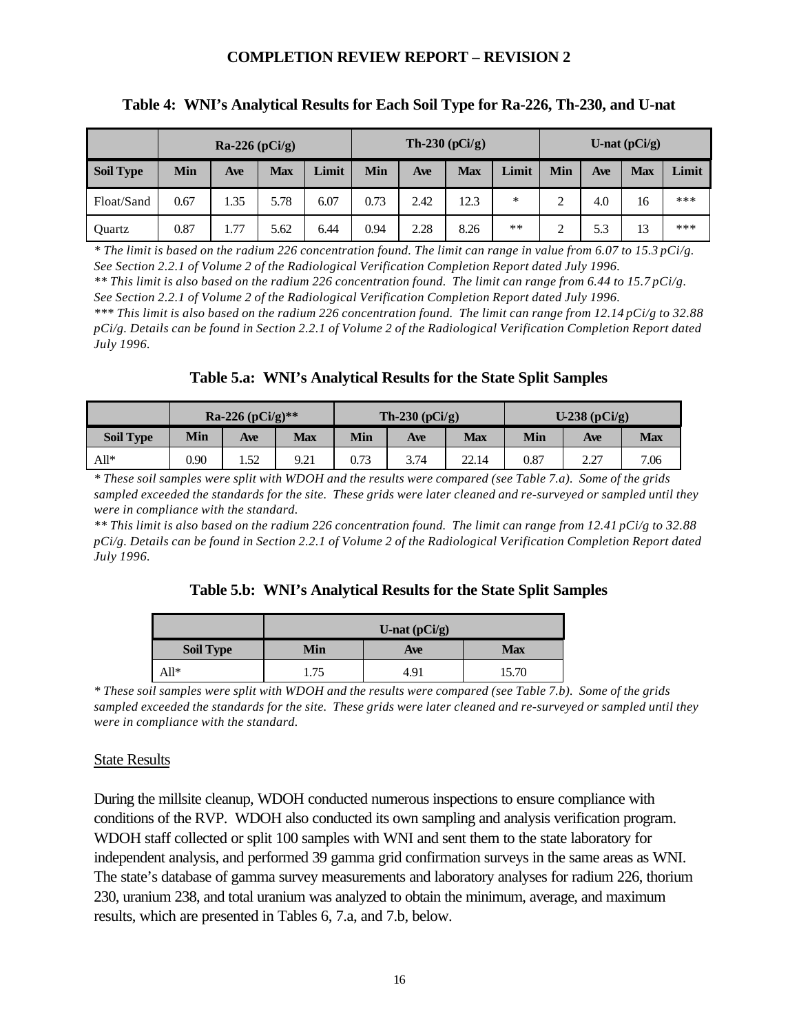**Table 4: WNI's Analytical Results for Each Soil Type for Ra-226, Th-230, and U-nat**

| | Ra-226 (pCi/g) | | | | Th-230 (pCi/g) | | | | U-nat (pCi/g) | | | |
|---|---|---|---|---|---|---|---|---|---|---|---|---|
| **Soil Type** | **Min** | **Ave** | **Max** | **Limit** | **Min** | **Ave** | **Max** | **Limit** | **Min** | **Ave** | **Max** | **Limit** |
| Float/Sand | 0.67 | 1.35 | 5.78 | 6.07 | 0.73 | 2.42 | 12.3 | * | 2 | 4.0 | 16 | *** |
| Quartz | 0.87 | 1.77 | 5.62 | 6.44 | 0.94 | 2.28 | 8.26 | ** | 2 | 5.3 | 13 | *** |

*\* The limit is based on the radium 226 concentration found. The limit can range in value from 6.07 to 15.3 pCi/g. See Section 2.2.1 of Volume 2 of the Radiological Verification Completion Report dated July 1996.*
*\*\* This limit is also based on the radium 226 concentration found. The limit can range from 6.44 to 15.7 pCi/g. See Section 2.2.1 of Volume 2 of the Radiological Verification Completion Report dated July 1996.*
*\*\*\* This limit is also based on the radium 226 concentration found. The limit can range from 12.14 pCi/g to 32.88 pCi/g. Details can be found in Section 2.2.1 of Volume 2 of the Radiological Verification Completion Report dated July 1996.*

**Table 5.a: WNI's Analytical Results for the State Split Samples**

| | Ra-226 (pCi/g)** | | | Th-230 (pCi/g) | | | U-238 (pCi/g) | | |
|---|---|---|---|---|---|---|---|---|---|
| **Soil Type** | **Min** | **Ave** | **Max** | **Min** | **Ave** | **Max** | **Min** | **Ave** | **Max** |
| All* | 0.90 | 1.52 | 9.21 | 0.73 | 3.74 | 22.14 | 0.87 | 2.27 | 7.06 |

*\* These soil samples were split with WDOH and the results were compared (see Table 7.a). Some of the grids sampled exceeded the standards for the site. These grids were later cleaned and re-surveyed or sampled until they were in compliance with the standard.*
*\*\* This limit is also based on the radium 226 concentration found. The limit can range from 12.41 pCi/g to 32.88 pCi/g. Details can be found in Section 2.2.1 of Volume 2 of the Radiological Verification Completion Report dated July 1996.*

**Table 5.b: WNI's Analytical Results for the State Split Samples**

| | U-nat (pCi/g) | | |
|---|---|---|---|
| **Soil Type** | **Min** | **Ave** | **Max** |
| All* | 1.75 | 4.91 | 15.70 |

*\* These soil samples were split with WDOH and the results were compared (see Table 7.b). Some of the grids sampled exceeded the standards for the site. These grids were later cleaned and re-surveyed or sampled until they were in compliance with the standard.*

## State Results

During the millsite cleanup, WDOH conducted numerous inspections to ensure compliance with conditions of the RVP. WDOH also conducted its own sampling and analysis verification program. WDOH staff collected or split 100 samples with WNI and sent them to the state laboratory for independent analysis, and performed 39 gamma grid confirmation surveys in the same areas as WNI. The state's database of gamma survey measurements and laboratory analyses for radium 226, thorium 230, uranium 238, and total uranium was analyzed to obtain the minimum, average, and maximum results, which are presented in Tables 6, 7.a, and 7.b, below.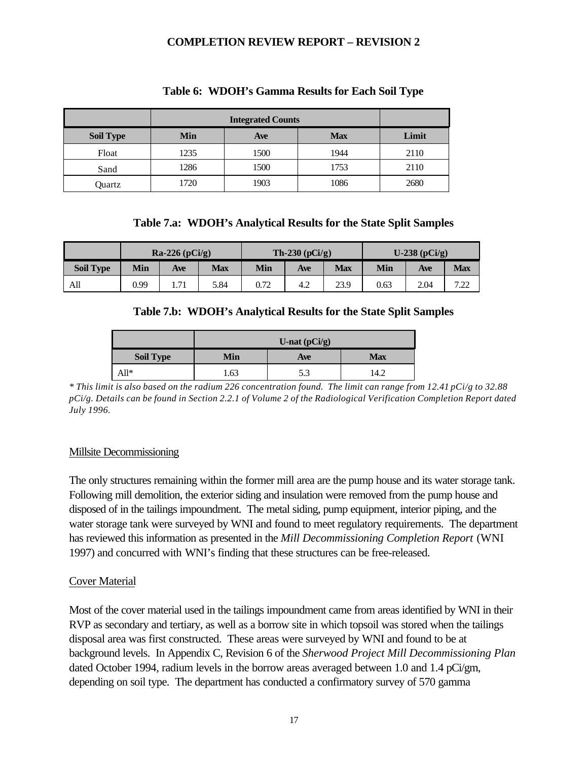**Table 6: WDOH's Gamma Results for Each Soil Type**

| | Integrated Counts | | | |
|---|---|---|---|---|
| **Soil Type** | **Min** | **Ave** | **Max** | **Limit** |
| Float | 1235 | 1500 | 1944 | 2110 |
| Sand | 1286 | 1500 | 1753 | 2110 |
| Quartz | 1720 | 1903 | 1086 | 2680 |

**Table 7.a: WDOH's Analytical Results for the State Split Samples**

| | Ra-226 (pCi/g) | | | Th-230 (pCi/g) | | | U-238 (pCi/g) | | |
|---|---|---|---|---|---|---|---|---|---|
| **Soil Type** | **Min** | **Ave** | **Max** | **Min** | **Ave** | **Max** | **Min** | **Ave** | **Max** |
| All | 0.99 | 1.71 | 5.84 | 0.72 | 4.2 | 23.9 | 0.63 | 2.04 | 7.22 |

**Table 7.b: WDOH's Analytical Results for the State Split Samples**

| | U-nat (pCi/g) | | |
|---|---|---|---|
| **Soil Type** | **Min** | **Ave** | **Max** |
| All* | 1.63 | 5.3 | 14.2 |

*\* This limit is also based on the radium 226 concentration found. The limit can range from 12.41 pCi/g to 32.88 pCi/g. Details can be found in Section 2.2.1 of Volume 2 of the Radiological Verification Completion Report dated July 1996.*

Millsite Decommissioning

The only structures remaining within the former mill area are the pump house and its water storage tank. Following mill demolition, the exterior siding and insulation were removed from the pump house and disposed of in the tailings impoundment. The metal siding, pump equipment, interior piping, and the water storage tank were surveyed by WNI and found to meet regulatory requirements. The department has reviewed this information as presented in the *Mill Decommissioning Completion Report* (WNI 1997) and concurred with WNI's finding that these structures can be free-released.

Cover Material

Most of the cover material used in the tailings impoundment came from areas identified by WNI in their RVP as secondary and tertiary, as well as a borrow site in which topsoil was stored when the tailings disposal area was first constructed. These areas were surveyed by WNI and found to be at background levels. In Appendix C, Revision 6 of the *Sherwood Project Mill Decommissioning Plan* dated October 1994, radium levels in the borrow areas averaged between 1.0 and 1.4 pCi/gm, depending on soil type. The department has conducted a confirmatory survey of 570 gamma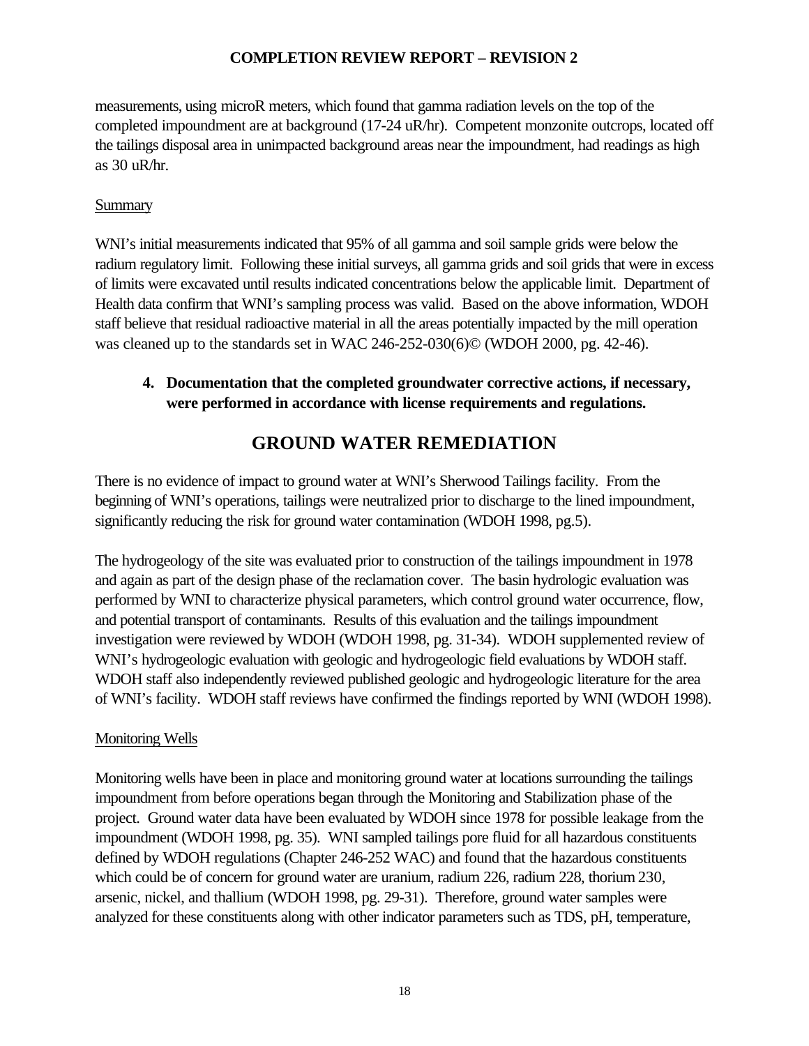measurements, using microR meters, which found that gamma radiation levels on the top of the completed impoundment are at background (17-24 uR/hr). Competent monzonite outcrops, located off the tailings disposal area in unimpacted background areas near the impoundment, had readings as high as 30 uR/hr.

Summary

WNI's initial measurements indicated that 95% of all gamma and soil sample grids were below the radium regulatory limit. Following these initial surveys, all gamma grids and soil grids that were in excess of limits were excavated until results indicated concentrations below the applicable limit. Department of Health data confirm that WNI's sampling process was valid. Based on the above information, WDOH staff believe that residual radioactive material in all the areas potentially impacted by the mill operation was cleaned up to the standards set in WAC 246-252-030(6)© (WDOH 2000, pg. 42-46).

4. **Documentation that the completed groundwater corrective actions, if necessary, were performed in accordance with license requirements and regulations.**

## GROUND WATER REMEDIATION

There is no evidence of impact to ground water at WNI's Sherwood Tailings facility. From the beginning of WNI's operations, tailings were neutralized prior to discharge to the lined impoundment, significantly reducing the risk for ground water contamination (WDOH 1998, pg.5).

The hydrogeology of the site was evaluated prior to construction of the tailings impoundment in 1978 and again as part of the design phase of the reclamation cover. The basin hydrologic evaluation was performed by WNI to characterize physical parameters, which control ground water occurrence, flow, and potential transport of contaminants. Results of this evaluation and the tailings impoundment investigation were reviewed by WDOH (WDOH 1998, pg. 31-34). WDOH supplemented review of WNI's hydrogeologic evaluation with geologic and hydrogeologic field evaluations by WDOH staff. WDOH staff also independently reviewed published geologic and hydrogeologic literature for the area of WNI's facility. WDOH staff reviews have confirmed the findings reported by WNI (WDOH 1998).

Monitoring Wells

Monitoring wells have been in place and monitoring ground water at locations surrounding the tailings impoundment from before operations began through the Monitoring and Stabilization phase of the project. Ground water data have been evaluated by WDOH since 1978 for possible leakage from the impoundment (WDOH 1998, pg. 35). WNI sampled tailings pore fluid for all hazardous constituents defined by WDOH regulations (Chapter 246-252 WAC) and found that the hazardous constituents which could be of concern for ground water are uranium, radium 226, radium 228, thorium 230, arsenic, nickel, and thallium (WDOH 1998, pg. 29-31). Therefore, ground water samples were analyzed for these constituents along with other indicator parameters such as TDS, pH, temperature,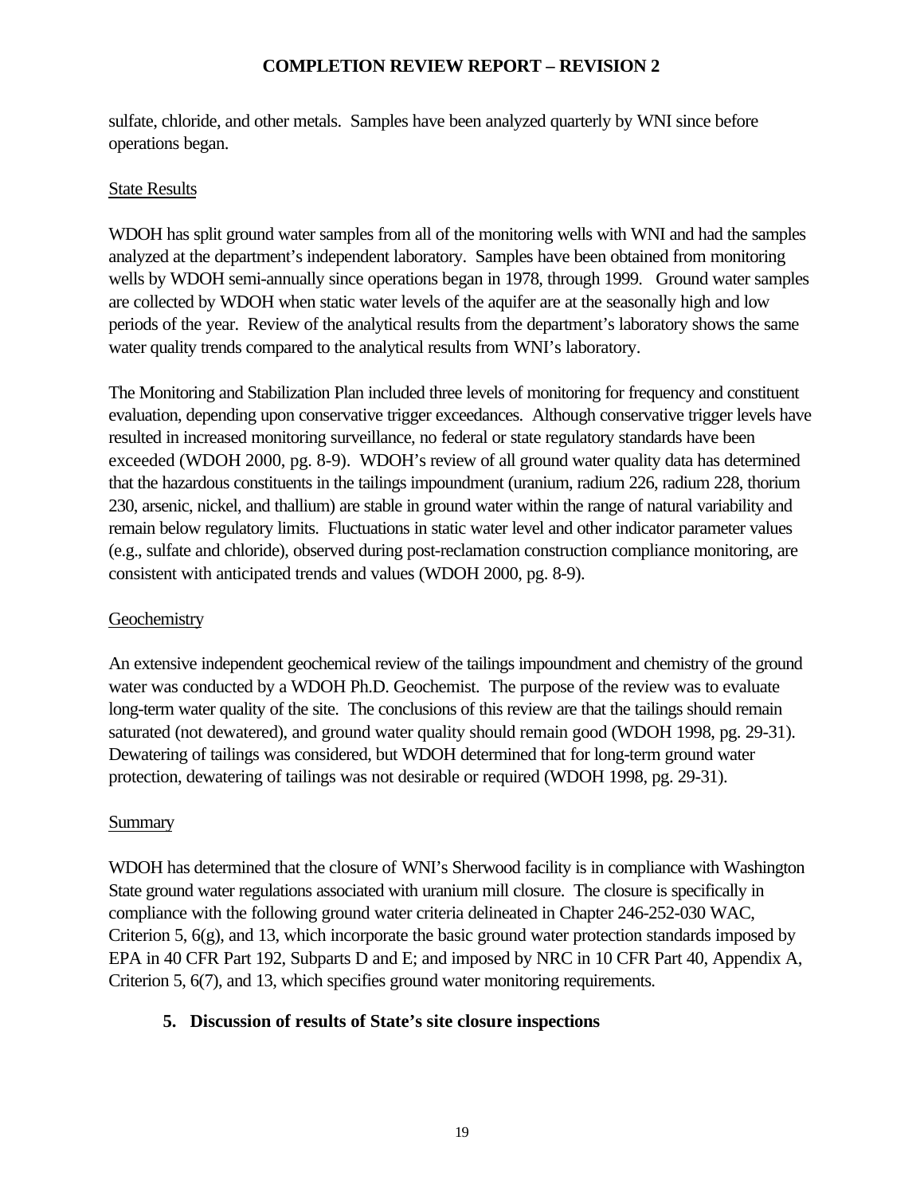sulfate, chloride, and other metals. Samples have been analyzed quarterly by WNI since before operations began.

State Results

WDOH has split ground water samples from all of the monitoring wells with WNI and had the samples analyzed at the department's independent laboratory. Samples have been obtained from monitoring wells by WDOH semi-annually since operations began in 1978, through 1999. Ground water samples are collected by WDOH when static water levels of the aquifer are at the seasonally high and low periods of the year. Review of the analytical results from the department's laboratory shows the same water quality trends compared to the analytical results from WNI's laboratory.

The Monitoring and Stabilization Plan included three levels of monitoring for frequency and constituent evaluation, depending upon conservative trigger exceedances. Although conservative trigger levels have resulted in increased monitoring surveillance, no federal or state regulatory standards have been exceeded (WDOH 2000, pg. 8-9). WDOH's review of all ground water quality data has determined that the hazardous constituents in the tailings impoundment (uranium, radium 226, radium 228, thorium 230, arsenic, nickel, and thallium) are stable in ground water within the range of natural variability and remain below regulatory limits. Fluctuations in static water level and other indicator parameter values (e.g., sulfate and chloride), observed during post-reclamation construction compliance monitoring, are consistent with anticipated trends and values (WDOH 2000, pg. 8-9).

Geochemistry

An extensive independent geochemical review of the tailings impoundment and chemistry of the ground water was conducted by a WDOH Ph.D. Geochemist. The purpose of the review was to evaluate long-term water quality of the site. The conclusions of this review are that the tailings should remain saturated (not dewatered), and ground water quality should remain good (WDOH 1998, pg. 29-31). Dewatering of tailings was considered, but WDOH determined that for long-term ground water protection, dewatering of tailings was not desirable or required (WDOH 1998, pg. 29-31).

Summary

WDOH has determined that the closure of WNI's Sherwood facility is in compliance with Washington State ground water regulations associated with uranium mill closure. The closure is specifically in compliance with the following ground water criteria delineated in Chapter 246-252-030 WAC, Criterion 5, 6(g), and 13, which incorporate the basic ground water protection standards imposed by EPA in 40 CFR Part 192, Subparts D and E; and imposed by NRC in 10 CFR Part 40, Appendix A, Criterion 5, 6(7), and 13, which specifies ground water monitoring requirements.

## 5. Discussion of results of State's site closure inspections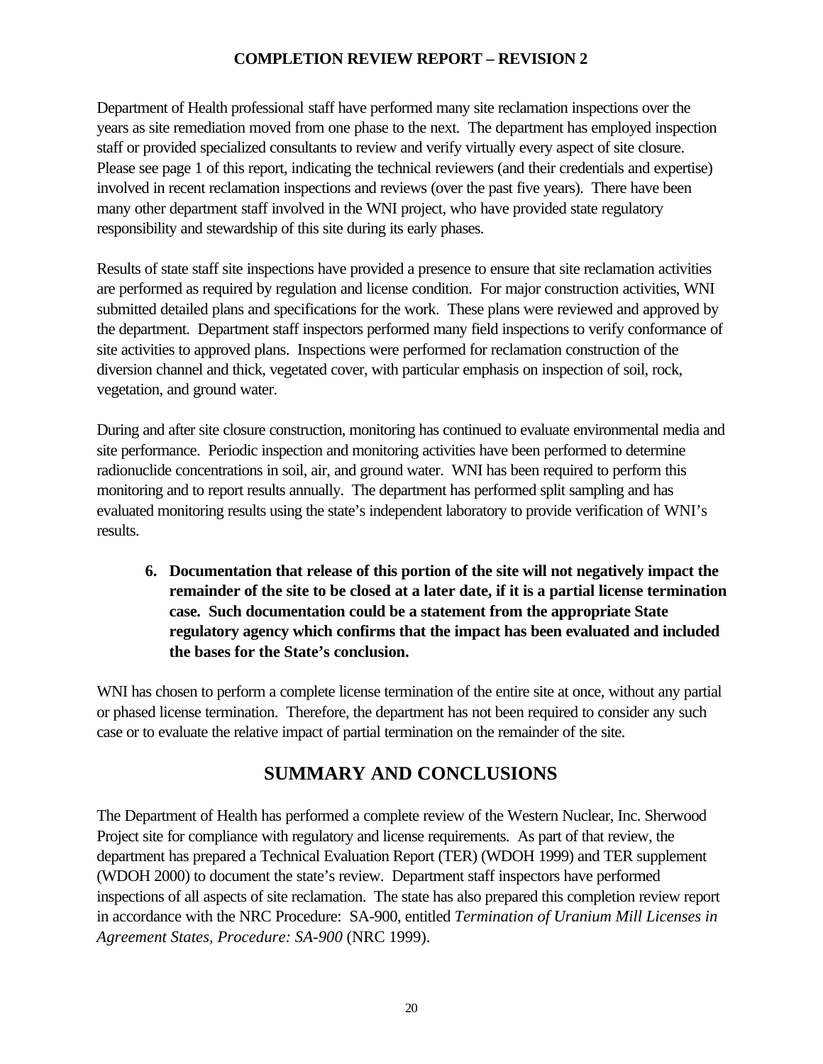Department of Health professional staff have performed many site reclamation inspections over the years as site remediation moved from one phase to the next. The department has employed inspection staff or provided specialized consultants to review and verify virtually every aspect of site closure. Please see page 1 of this report, indicating the technical reviewers (and their credentials and expertise) involved in recent reclamation inspections and reviews (over the past five years). There have been many other department staff involved in the WNI project, who have provided state regulatory responsibility and stewardship of this site during its early phases.

Results of state staff site inspections have provided a presence to ensure that site reclamation activities are performed as required by regulation and license condition. For major construction activities, WNI submitted detailed plans and specifications for the work. These plans were reviewed and approved by the department. Department staff inspectors performed many field inspections to verify conformance of site activities to approved plans. Inspections were performed for reclamation construction of the diversion channel and thick, vegetated cover, with particular emphasis on inspection of soil, rock, vegetation, and ground water.

During and after site closure construction, monitoring has continued to evaluate environmental media and site performance. Periodic inspection and monitoring activities have been performed to determine radionuclide concentrations in soil, air, and ground water. WNI has been required to perform this monitoring and to report results annually. The department has performed split sampling and has evaluated monitoring results using the state's independent laboratory to provide verification of WNI's results.

6. **Documentation that release of this portion of the site will not negatively impact the remainder of the site to be closed at a later date, if it is a partial license termination case. Such documentation could be a statement from the appropriate State regulatory agency which confirms that the impact has been evaluated and included the bases for the State's conclusion.**

WNI has chosen to perform a complete license termination of the entire site at once, without any partial or phased license termination. Therefore, the department has not been required to consider any such case or to evaluate the relative impact of partial termination on the remainder of the site.

## SUMMARY AND CONCLUSIONS

The Department of Health has performed a complete review of the Western Nuclear, Inc. Sherwood Project site for compliance with regulatory and license requirements. As part of that review, the department has prepared a Technical Evaluation Report (TER) (WDOH 1999) and TER supplement (WDOH 2000) to document the state's review. Department staff inspectors have performed inspections of all aspects of site reclamation. The state has also prepared this completion review report in accordance with the NRC Procedure: SA-900, entitled *Termination of Uranium Mill Licenses in Agreement States, Procedure: SA-900* (NRC 1999).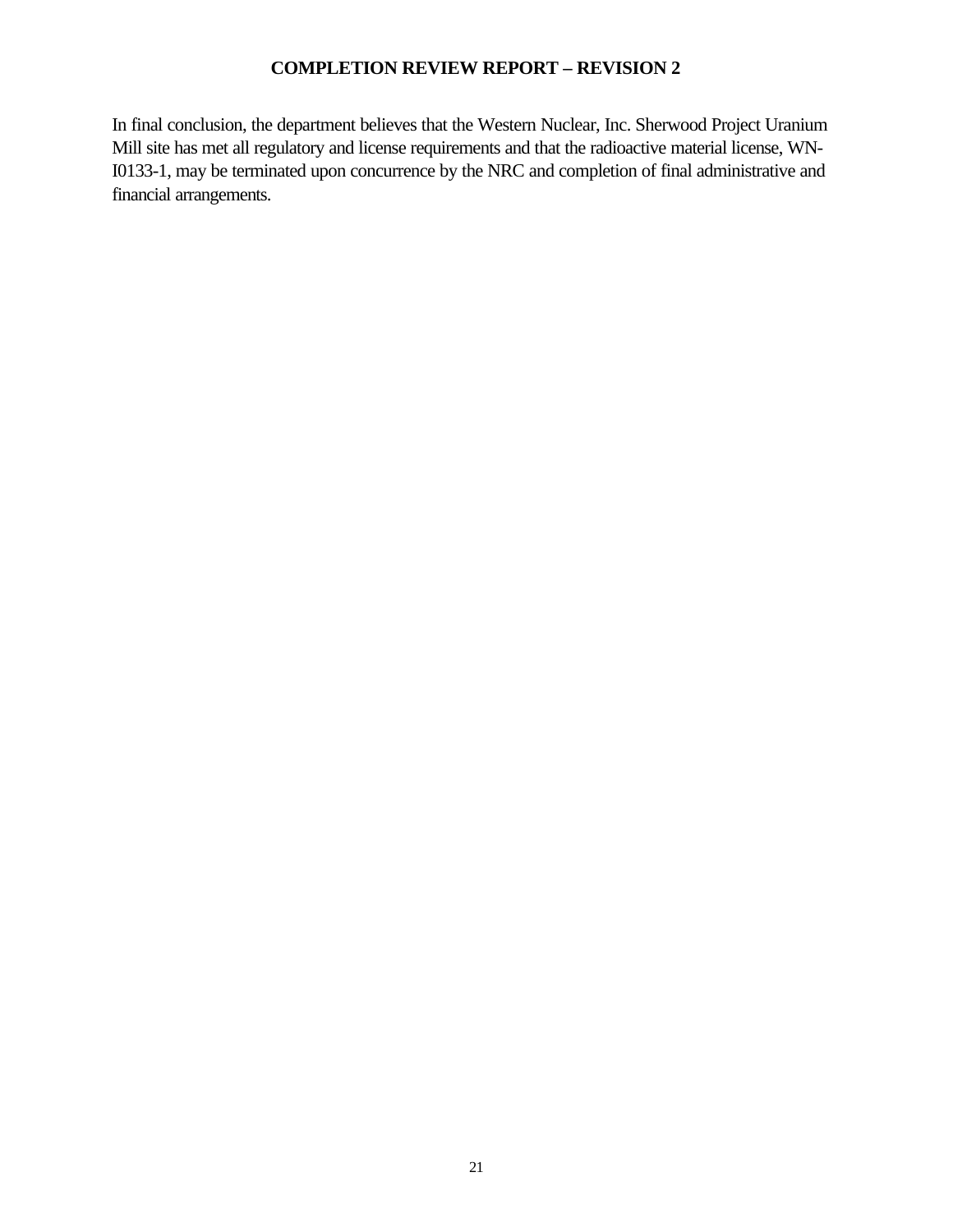In final conclusion, the department believes that the Western Nuclear, Inc. Sherwood Project Uranium Mill site has met all regulatory and license requirements and that the radioactive material license, WN-I0133-1, may be terminated upon concurrence by the NRC and completion of final administrative and financial arrangements.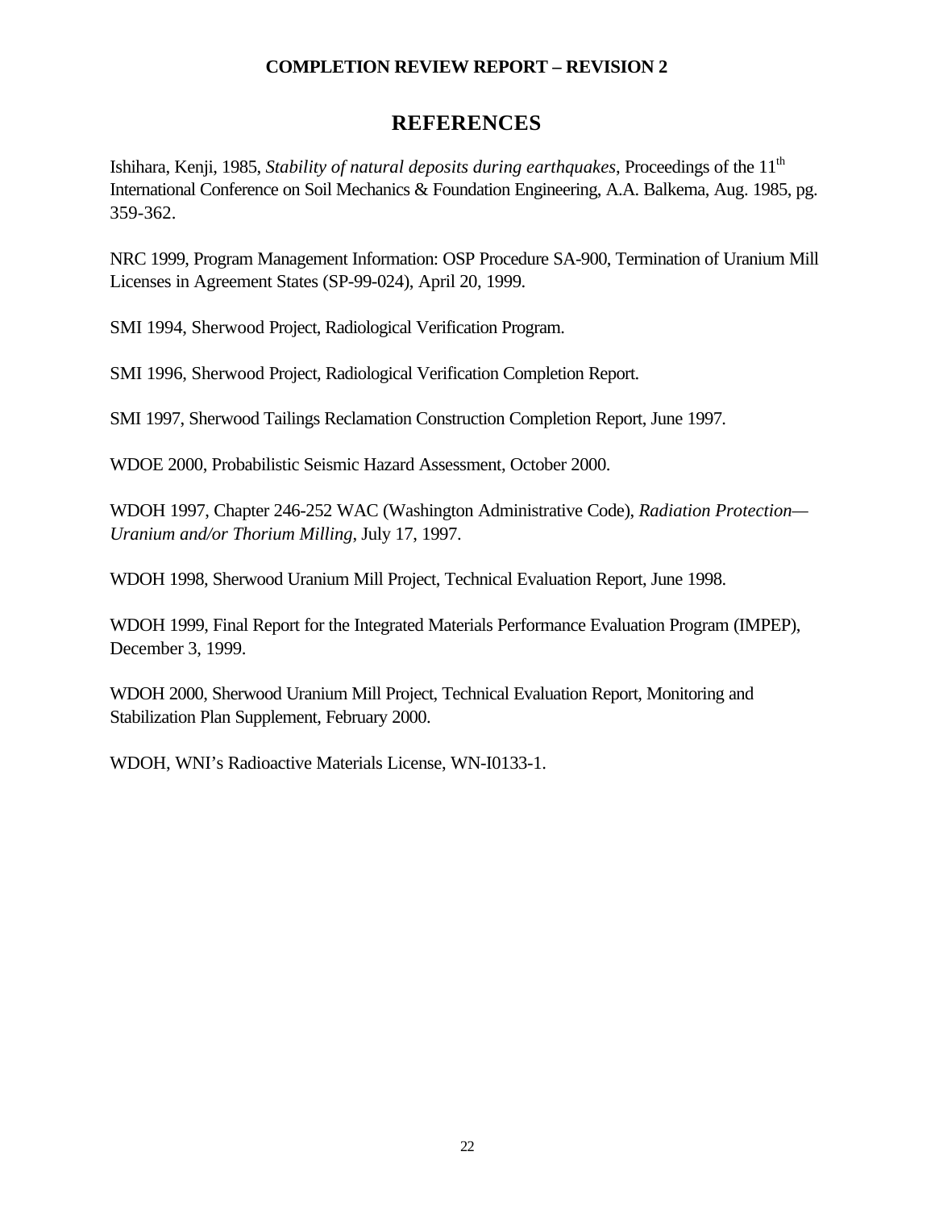# REFERENCES

Ishihara, Kenji, 1985, *Stability of natural deposits during earthquakes*, Proceedings of the 11th International Conference on Soil Mechanics & Foundation Engineering, A.A. Balkema, Aug. 1985, pg. 359-362.

NRC 1999, Program Management Information: OSP Procedure SA-900, Termination of Uranium Mill Licenses in Agreement States (SP-99-024), April 20, 1999.

SMI 1994, Sherwood Project, Radiological Verification Program.

SMI 1996, Sherwood Project, Radiological Verification Completion Report.

SMI 1997, Sherwood Tailings Reclamation Construction Completion Report, June 1997.

WDOE 2000, Probabilistic Seismic Hazard Assessment, October 2000.

WDOH 1997, Chapter 246-252 WAC (Washington Administrative Code), *Radiation Protection—Uranium and/or Thorium Milling*, July 17, 1997.

WDOH 1998, Sherwood Uranium Mill Project, Technical Evaluation Report, June 1998.

WDOH 1999, Final Report for the Integrated Materials Performance Evaluation Program (IMPEP), December 3, 1999.

WDOH 2000, Sherwood Uranium Mill Project, Technical Evaluation Report, Monitoring and Stabilization Plan Supplement, February 2000.

WDOH, WNI's Radioactive Materials License, WN-I0133-1.